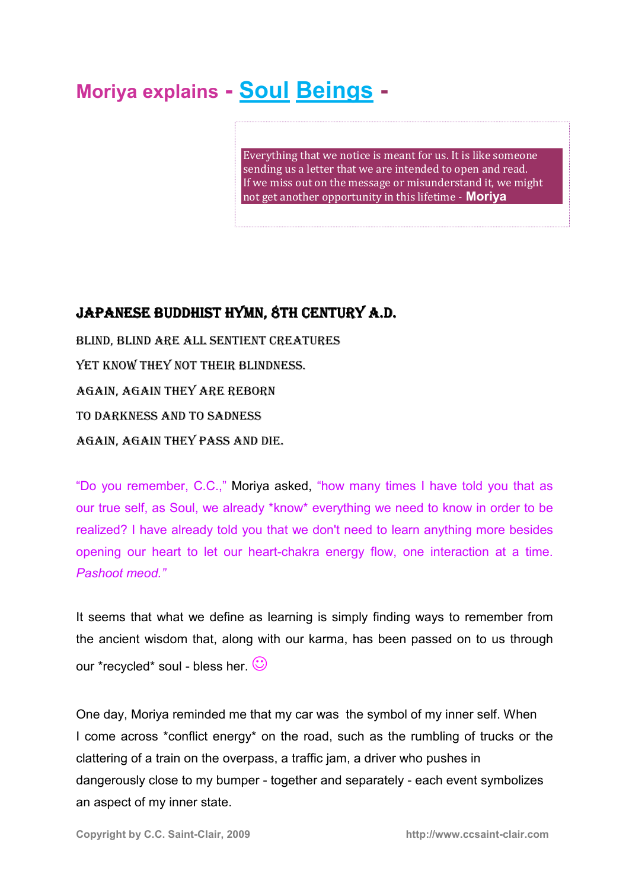# Moriya explains - Soul Beings -

> Everything that we notice is meant for us. It is like someone sending us a letter that we are intended to open and read. If we miss out on the message or misunderstand it, we might not get another opportunity in this lifetime - **Moriya**

### JAPANESE BUDDHIST HYMN, 8TH CENTURY A.D.

BLIND, BLIND ARE ALL SENTIENT CREATURES

YET KNOW THEY NOT THEIR BLINDNESS.

AGAIN, AGAIN THEY ARE REBORN

TO DARKNESS AND TO SADNESS

AGAIN, AGAIN THEY PASS AND DIE.

"Do you remember, C.C.," Moriya asked, "how many times I have told you that as our true self, as Soul, we already *know* everything we need to know in order to be realized? I have already told you that we don't need to learn anything more besides opening our heart to let our heart-chakra energy flow, one interaction at a time. *Pashoot meod.*"

It seems that what we define as learning is simply finding ways to remember from the ancient wisdom that, along with our karma, has been passed on to us through our *recycled* soul - bless her. ☺

One day, Moriya reminded me that my car was the symbol of my inner self. When I come across *conflict energy* on the road, such as the rumbling of trucks or the clattering of a train on the overpass, a traffic jam, a driver who pushes in dangerously close to my bumper - together and separately - each event symbolizes an aspect of my inner state.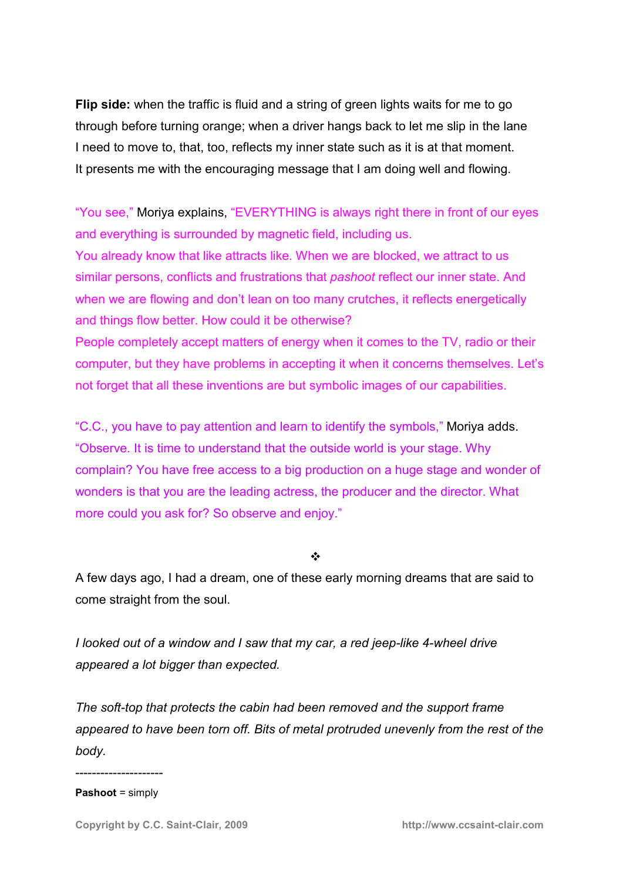**Flip side:** when the traffic is fluid and a string of green lights waits for me to go through before turning orange; when a driver hangs back to let me slip in the lane I need to move to, that, too, reflects my inner state such as it is at that moment. It presents me with the encouraging message that I am doing well and flowing.

"You see," Moriya explains, "EVERYTHING is always right there in front of our eyes and everything is surrounded by magnetic field, including us.
You already know that like attracts like. When we are blocked, we attract to us similar persons, conflicts and frustrations that *pashoot* reflect our inner state. And when we are flowing and don't lean on too many crutches, it reflects energetically and things flow better. How could it be otherwise?
People completely accept matters of energy when it comes to the TV, radio or their computer, but they have problems in accepting it when it concerns themselves. Let's not forget that all these inventions are but symbolic images of our capabilities.

"C.C., you have to pay attention and learn to identify the symbols," Moriya adds. "Observe. It is time to understand that the outside world is your stage. Why complain? You have free access to a big production on a huge stage and wonder of wonders is that you are the leading actress, the producer and the director. What more could you ask for? So observe and enjoy."

❖

A few days ago, I had a dream, one of these early morning dreams that are said to come straight from the soul.

*I looked out of a window and I saw that my car, a red jeep-like 4-wheel drive appeared a lot bigger than expected.*

*The soft-top that protects the cabin had been removed and the support frame appeared to have been torn off. Bits of metal protruded unevenly from the rest of the body.*

---------------------

**Pashoot** = simply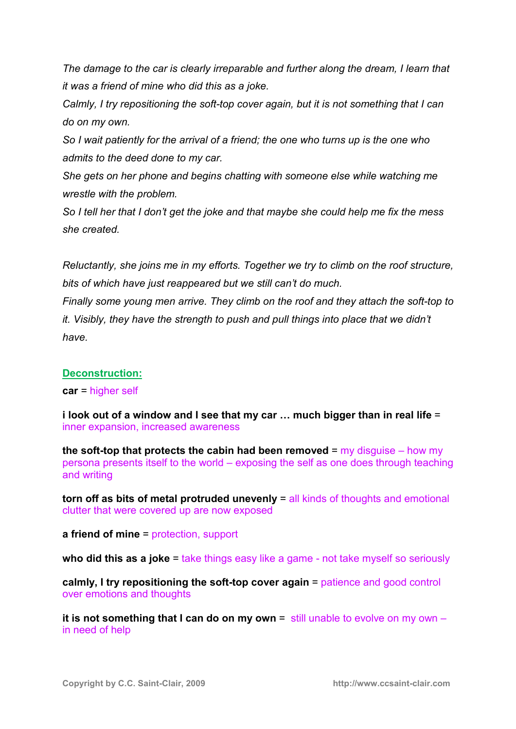*The damage to the car is clearly irreparable and further along the dream, I learn that it was a friend of mine who did this as a joke.*
*Calmly, I try repositioning the soft-top cover again, but it is not something that I can do on my own.*
*So I wait patiently for the arrival of a friend; the one who turns up is the one who admits to the deed done to my car.*
*She gets on her phone and begins chatting with someone else while watching me wrestle with the problem.*
*So I tell her that I don't get the joke and that maybe she could help me fix the mess she created.*

*Reluctantly, she joins me in my efforts. Together we try to climb on the roof structure, bits of which have just reappeared but we still can't do much.*
*Finally some young men arrive. They climb on the roof and they attach the soft-top to it. Visibly, they have the strength to push and pull things into place that we didn't have.*

## Deconstruction:

**car** = higher self

**i look out of a window and I see that my car … much bigger than in real life** = inner expansion, increased awareness

**the soft-top that protects the cabin had been removed** = my disguise – how my persona presents itself to the world – exposing the self as one does through teaching and writing

**torn off as bits of metal protruded unevenly** = all kinds of thoughts and emotional clutter that were covered up are now exposed

**a friend of mine** = protection, support

**who did this as a joke** = take things easy like a game - not take myself so seriously

**calmly, I try repositioning the soft-top cover again** = patience and good control over emotions and thoughts

**it is not something that I can do on my own** = still unable to evolve on my own – in need of help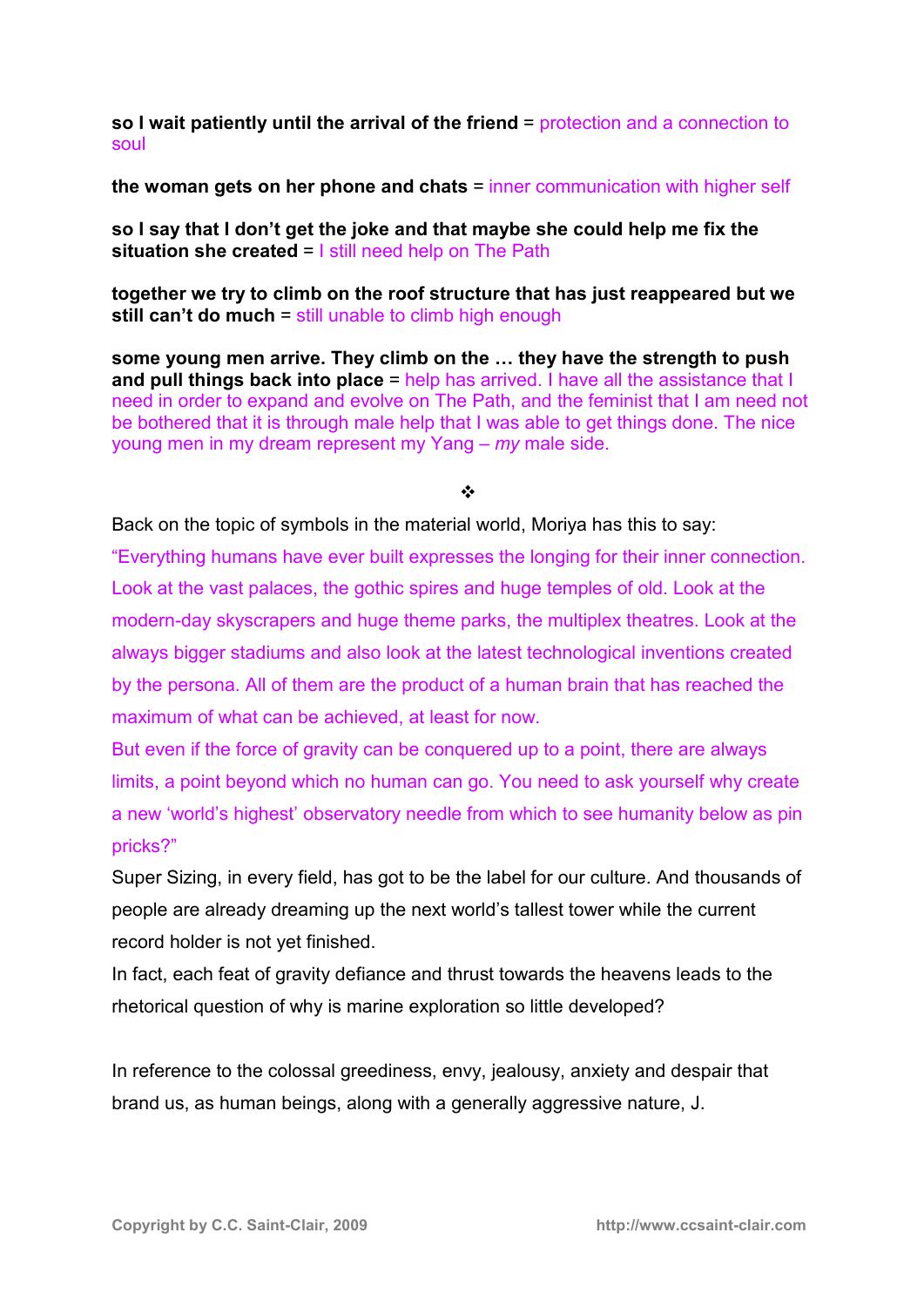**so I wait patiently until the arrival of the friend** = protection and a connection to soul

**the woman gets on her phone and chats** = inner communication with higher self

**so I say that I don't get the joke and that maybe she could help me fix the situation she created** = I still need help on The Path

**together we try to climb on the roof structure that has just reappeared but we still can't do much** = still unable to climb high enough

**some young men arrive. They climb on the … they have the strength to push and pull things back into place** = help has arrived. I have all the assistance that I need in order to expand and evolve on The Path, and the feminist that I am need not be bothered that it is through male help that I was able to get things done. The nice young men in my dream represent my Yang – *my* male side.

❖

Back on the topic of symbols in the material world, Moriya has this to say:

"Everything humans have ever built expresses the longing for their inner connection. Look at the vast palaces, the gothic spires and huge temples of old. Look at the modern-day skyscrapers and huge theme parks, the multiplex theatres. Look at the always bigger stadiums and also look at the latest technological inventions created by the persona. All of them are the product of a human brain that has reached the maximum of what can be achieved, at least for now.

But even if the force of gravity can be conquered up to a point, there are always limits, a point beyond which no human can go. You need to ask yourself why create a new 'world's highest' observatory needle from which to see humanity below as pin pricks?"

Super Sizing, in every field, has got to be the label for our culture. And thousands of people are already dreaming up the next world's tallest tower while the current record holder is not yet finished.

In fact, each feat of gravity defiance and thrust towards the heavens leads to the rhetorical question of why is marine exploration so little developed?

In reference to the colossal greediness, envy, jealousy, anxiety and despair that brand us, as human beings, along with a generally aggressive nature, J.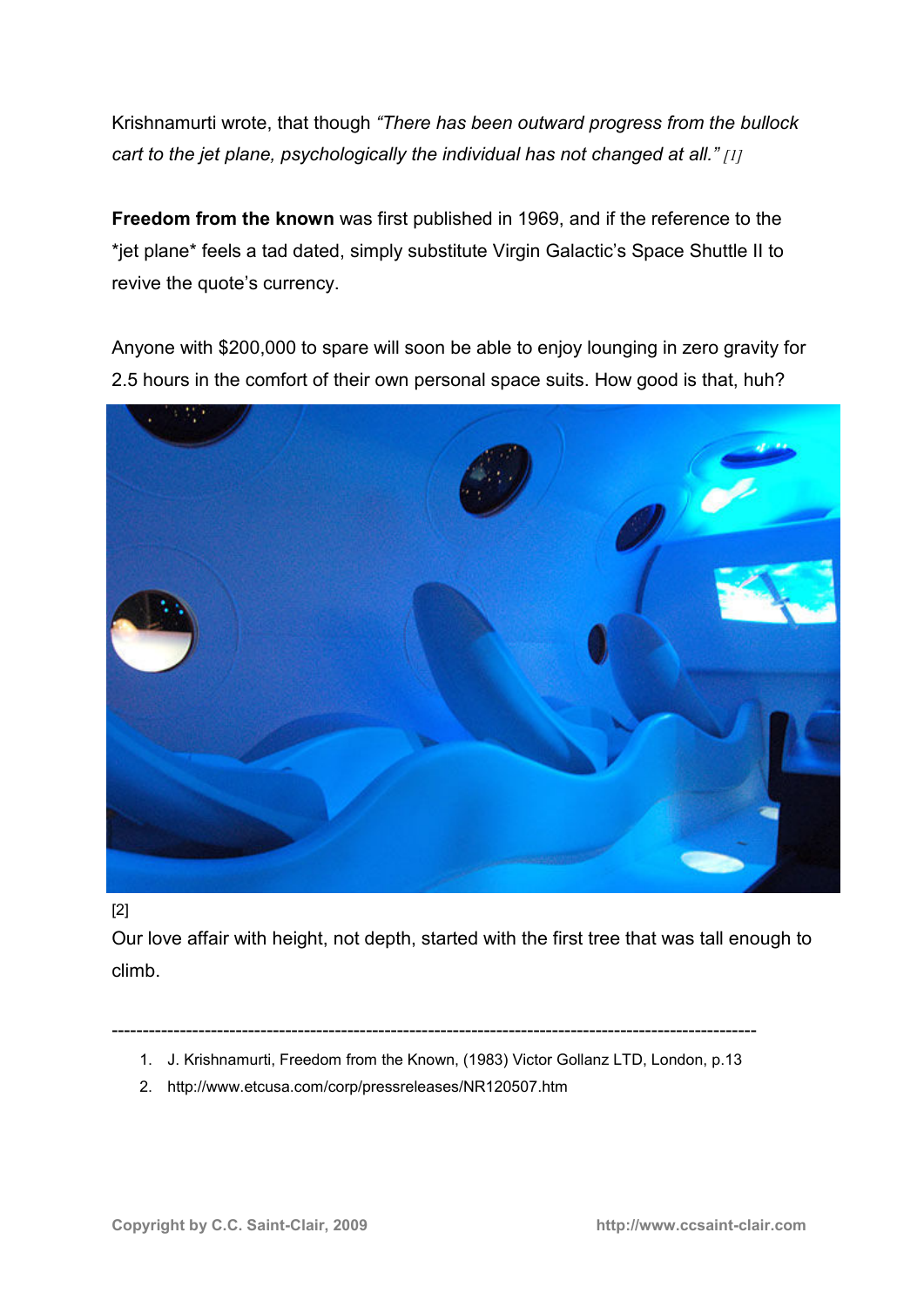Krishnamurti wrote, that though *“There has been outward progress from the bullock cart to the jet plane, psychologically the individual has not changed at all.”* [1]

**Freedom from the known** was first published in 1969, and if the reference to the *jet plane* feels a tad dated, simply substitute Virgin Galactic’s Space Shuttle II to revive the quote’s currency.

Anyone with $200,000 to spare will soon be able to enjoy lounging in zero gravity for 2.5 hours in the comfort of their own personal space suits. How good is that, huh?

[2]

Our love affair with height, not depth, started with the first tree that was tall enough to climb.

---

1. J. Krishnamurti, Freedom from the Known, (1983) Victor Gollanz LTD, London, p.13
2. http://www.etcusa.com/corp/pressreleases/NR120507.htm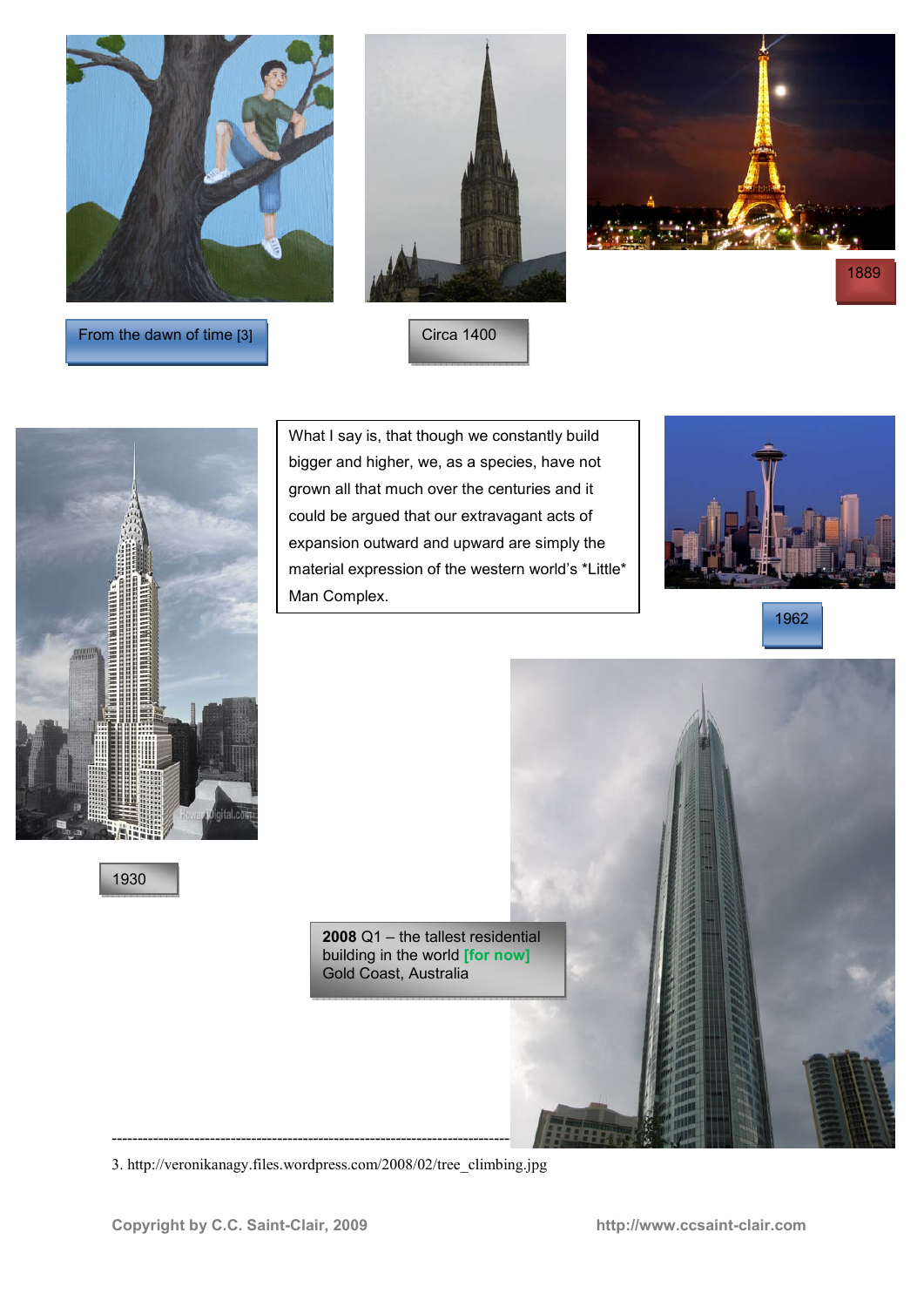From the dawn of time [3]

Circa 1400

1889

What I say is, that though we constantly build bigger and higher, we, as a species, have not grown all that much over the centuries and it could be argued that our extravagant acts of expansion outward and upward are simply the material expression of the western world's *Little* Man Complex.

1962

1930

**2008** Q1 – the tallest residential building in the world **[for now]** Gold Coast, Australia

---

3. http://veronikanagy.files.wordpress.com/2008/02/tree_climbing.jpg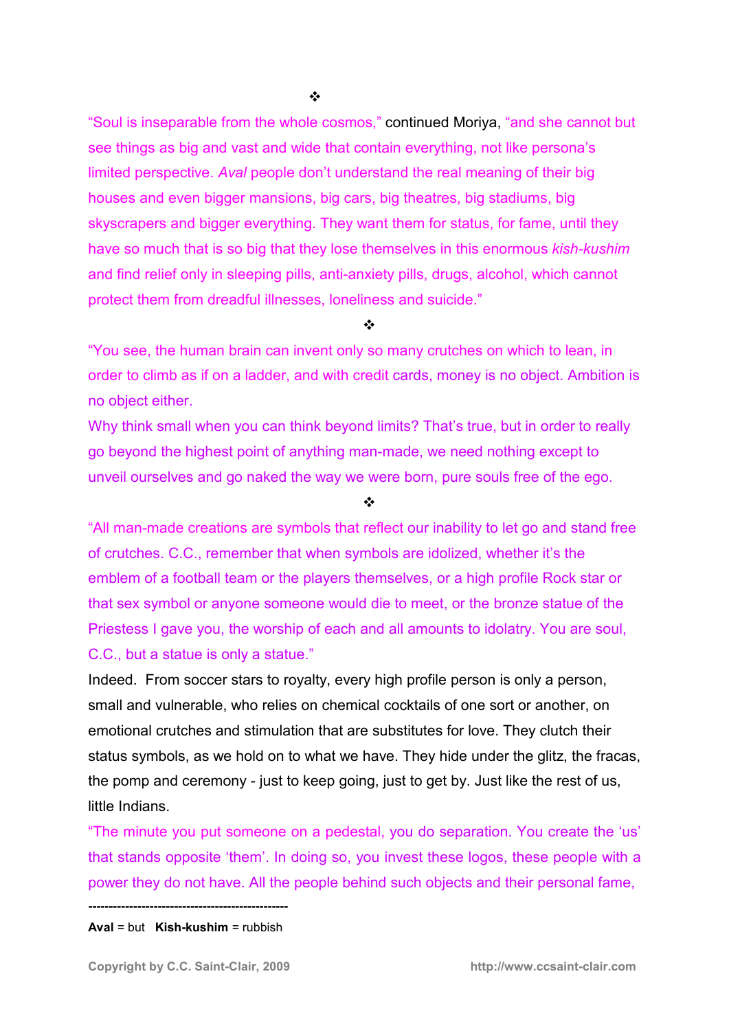❖

"Soul is inseparable from the whole cosmos," continued Moriya, "and she cannot but see things as big and vast and wide that contain everything, not like persona's limited perspective. *Aval* people don't understand the real meaning of their big houses and even bigger mansions, big cars, big theatres, big stadiums, big skyscrapers and bigger everything. They want them for status, for fame, until they have so much that is so big that they lose themselves in this enormous *kish-kushim* and find relief only in sleeping pills, anti-anxiety pills, drugs, alcohol, which cannot protect them from dreadful illnesses, loneliness and suicide."

❖

"You see, the human brain can invent only so many crutches on which to lean, in order to climb as if on a ladder, and with credit cards, money is no object. Ambition is no object either.

Why think small when you can think beyond limits? That's true, but in order to really go beyond the highest point of anything man-made, we need nothing except to unveil ourselves and go naked the way we were born, pure souls free of the ego.

❖

"All man-made creations are symbols that reflect our inability to let go and stand free of crutches. C.C., remember that when symbols are idolized, whether it's the emblem of a football team or the players themselves, or a high profile Rock star or that sex symbol or anyone someone would die to meet, or the bronze statue of the Priestess I gave you, the worship of each and all amounts to idolatry. You are soul, C.C., but a statue is only a statue."

Indeed. From soccer stars to royalty, every high profile person is only a person, small and vulnerable, who relies on chemical cocktails of one sort or another, on emotional crutches and stimulation that are substitutes for love. They clutch their status symbols, as we hold on to what we have. They hide under the glitz, the fracas, the pomp and ceremony - just to keep going, just to get by. Just like the rest of us, little Indians.

"The minute you put someone on a pedestal, you do separation. You create the 'us' that stands opposite 'them'. In doing so, you invest these logos, these people with a power they do not have. All the people behind such objects and their personal fame,

---

**Aval** = but **Kish-kushim** = rubbish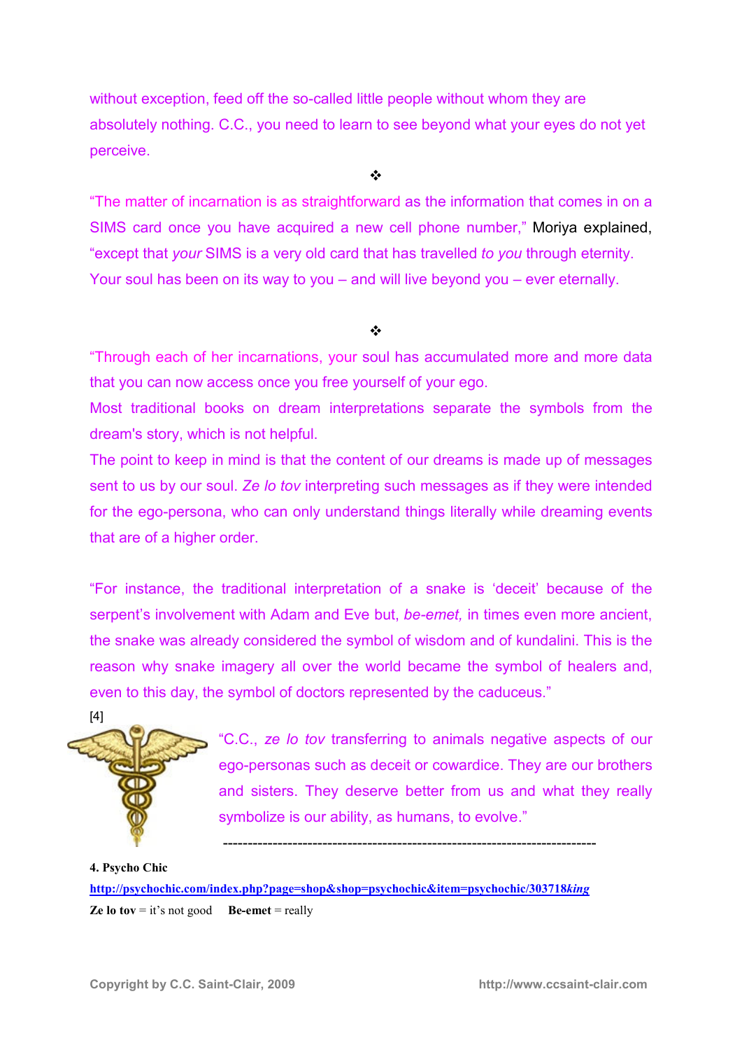without exception, feed off the so-called little people without whom they are absolutely nothing. C.C., you need to learn to see beyond what your eyes do not yet perceive.

❖

"The matter of incarnation is as straightforward as the information that comes in on a SIMS card once you have acquired a new cell phone number," Moriya explained, "except that *your* SIMS is a very old card that has travelled *to you* through eternity. Your soul has been on its way to you – and will live beyond you – ever eternally.

❖

"Through each of her incarnations, your soul has accumulated more and more data that you can now access once you free yourself of your ego.

Most traditional books on dream interpretations separate the symbols from the dream's story, which is not helpful.

The point to keep in mind is that the content of our dreams is made up of messages sent to us by our soul. *Ze lo tov* interpreting such messages as if they were intended for the ego-persona, who can only understand things literally while dreaming events that are of a higher order.

"For instance, the traditional interpretation of a snake is 'deceit' because of the serpent's involvement with Adam and Eve but, *be-emet,* in times even more ancient, the snake was already considered the symbol of wisdom and of kundalini. This is the reason why snake imagery all over the world became the symbol of healers and, even to this day, the symbol of doctors represented by the caduceus."

[4]

"C.C., *ze lo tov* transferring to animals negative aspects of our ego-personas such as deceit or cowardice. They are our brothers and sisters. They deserve better from us and what they really symbolize is our ability, as humans, to evolve."

---

**4. Psycho Chic**
**http://psychochic.com/index.php?page=shop&shop=psychochic&item=psychochic/303718*king***

**Ze lo tov** = it's not good **Be-emet** = really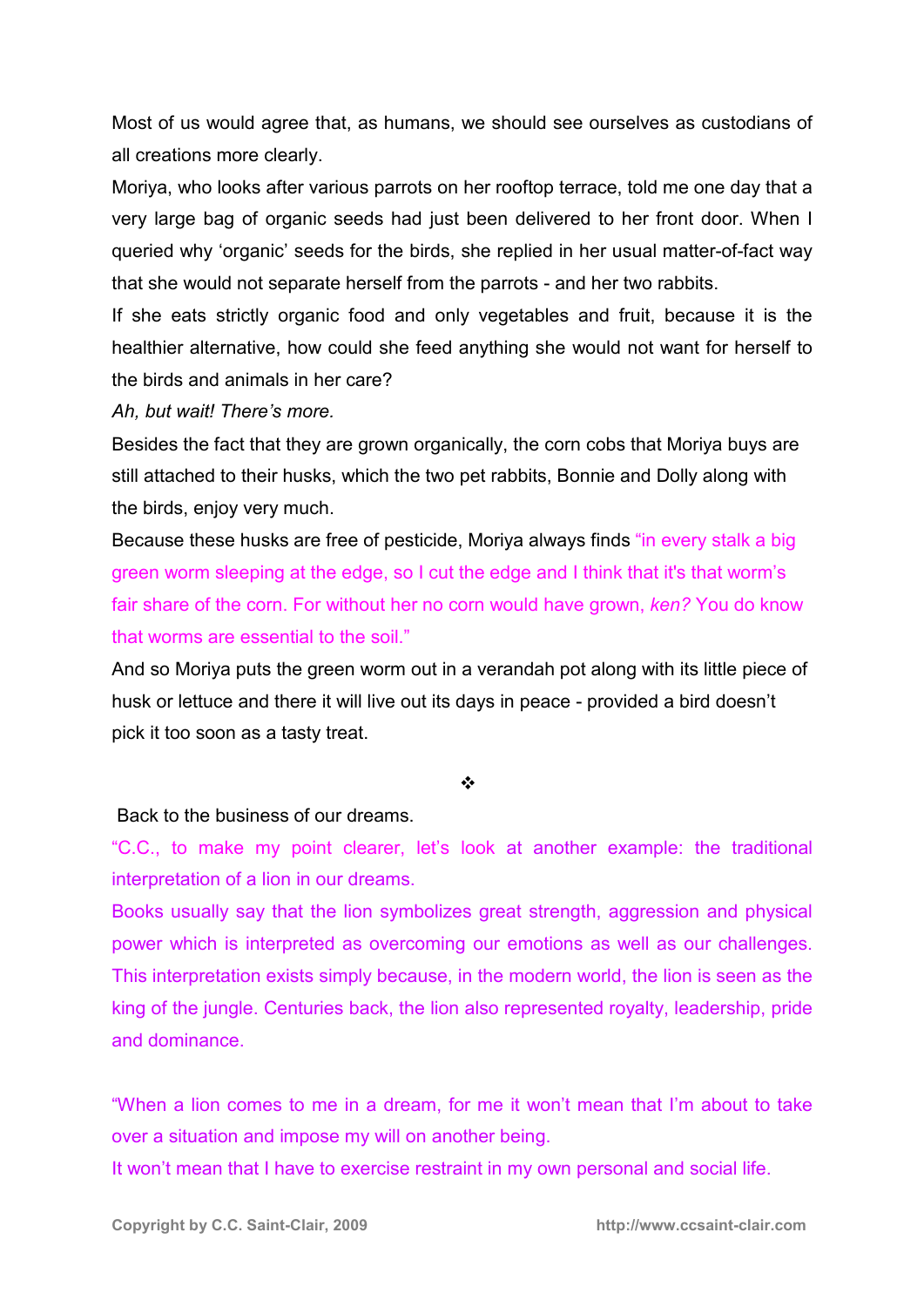Most of us would agree that, as humans, we should see ourselves as custodians of all creations more clearly.

Moriya, who looks after various parrots on her rooftop terrace, told me one day that a very large bag of organic seeds had just been delivered to her front door. When I queried why 'organic' seeds for the birds, she replied in her usual matter-of-fact way that she would not separate herself from the parrots - and her two rabbits.

If she eats strictly organic food and only vegetables and fruit, because it is the healthier alternative, how could she feed anything she would not want for herself to the birds and animals in her care?

*Ah, but wait! There's more.*

Besides the fact that they are grown organically, the corn cobs that Moriya buys are still attached to their husks, which the two pet rabbits, Bonnie and Dolly along with the birds, enjoy very much.

Because these husks are free of pesticide, Moriya always finds "in every stalk a big green worm sleeping at the edge, so I cut the edge and I think that it's that worm's fair share of the corn. For without her no corn would have grown, *ken?* You do know that worms are essential to the soil."

And so Moriya puts the green worm out in a verandah pot along with its little piece of husk or lettuce and there it will live out its days in peace - provided a bird doesn't pick it too soon as a tasty treat.

❖

Back to the business of our dreams.

"C.C., to make my point clearer, let's look at another example: the traditional interpretation of a lion in our dreams.

Books usually say that the lion symbolizes great strength, aggression and physical power which is interpreted as overcoming our emotions as well as our challenges. This interpretation exists simply because, in the modern world, the lion is seen as the king of the jungle. Centuries back, the lion also represented royalty, leadership, pride and dominance.

"When a lion comes to me in a dream, for me it won't mean that I'm about to take over a situation and impose my will on another being.

It won't mean that I have to exercise restraint in my own personal and social life.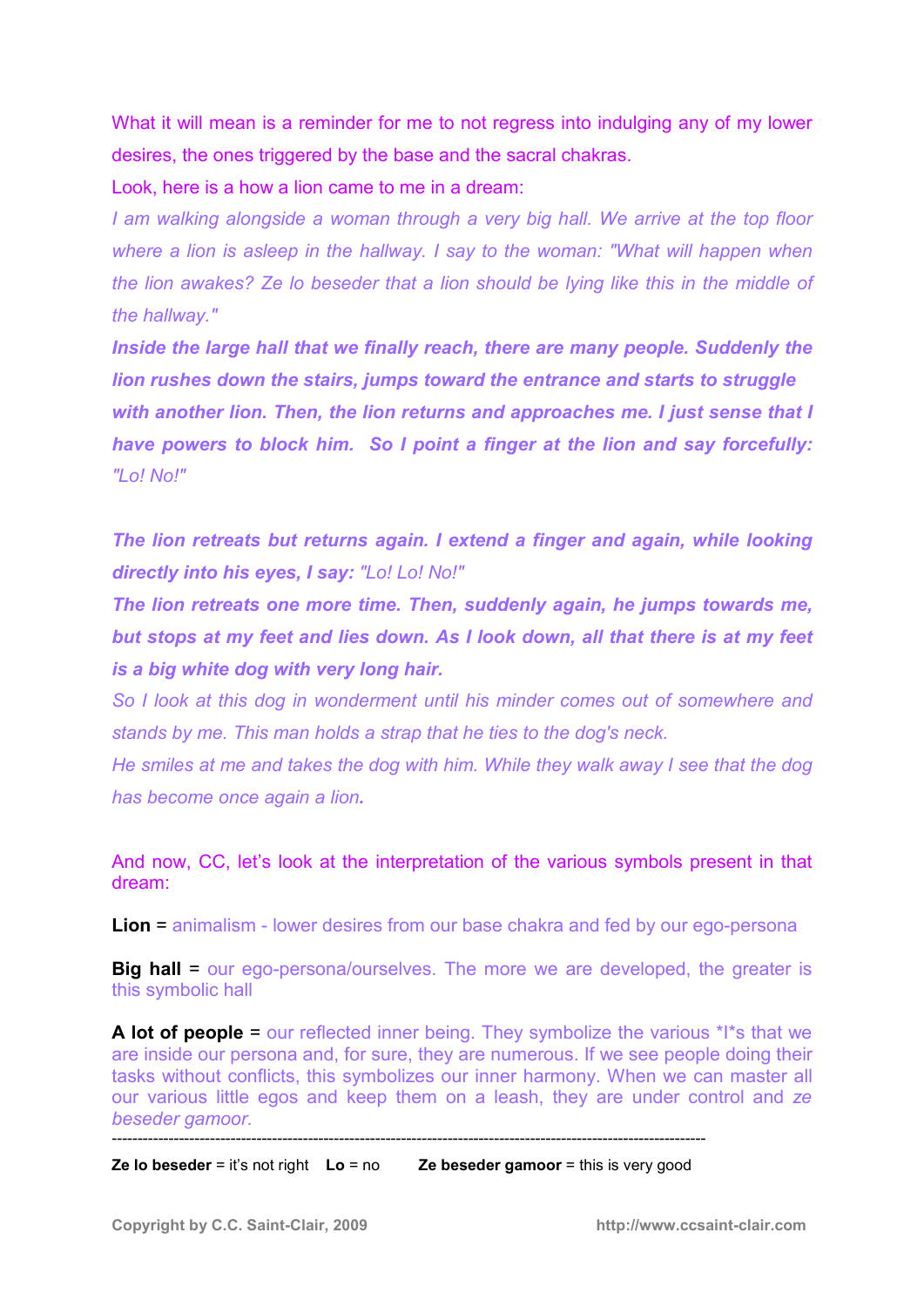What it will mean is a reminder for me to not regress into indulging any of my lower desires, the ones triggered by the base and the sacral chakras.

Look, here is a how a lion came to me in a dream:

*I am walking alongside a woman through a very big hall. We arrive at the top floor where a lion is asleep in the hallway. I say to the woman: "What will happen when the lion awakes? Ze lo beseder that a lion should be lying like this in the middle of the hallway."*

***Inside the large hall that we finally reach, there are many people. Suddenly the lion rushes down the stairs, jumps toward the entrance and starts to struggle with another lion. Then, the lion returns and approaches me. I just sense that I have powers to block him. So I point a finger at the lion and say forcefully:*** *"Lo! No!"*

***The lion retreats but returns again. I extend a finger and again, while looking directly into his eyes, I say:*** *"Lo! Lo! No!"*

***The lion retreats one more time. Then, suddenly again, he jumps towards me, but stops at my feet and lies down. As I look down, all that there is at my feet is a big white dog with very long hair.***

*So I look at this dog in wonderment until his minder comes out of somewhere and stands by me. This man holds a strap that he ties to the dog's neck.*

*He smiles at me and takes the dog with him. While they walk away I see that the dog has become once again a lion.*

And now, CC, let's look at the interpretation of the various symbols present in that dream:

**Lion** = animalism - lower desires from our base chakra and fed by our ego-persona

**Big hall** = our ego-persona/ourselves. The more we are developed, the greater is this symbolic hall

**A lot of people** = our reflected inner being. They symbolize the various *I*s that we are inside our persona and, for sure, they are numerous. If we see people doing their tasks without conflicts, this symbolizes our inner harmony. When we can master all our various little egos and keep them on a leash, they are under control and *ze beseder gamoor.*

---

**Ze lo beseder** = it's not right **Lo** = no **Ze beseder gamoor** = this is very good

Copyright by C.C. Saint-Clair, 2009 http://www.ccsaint-clair.com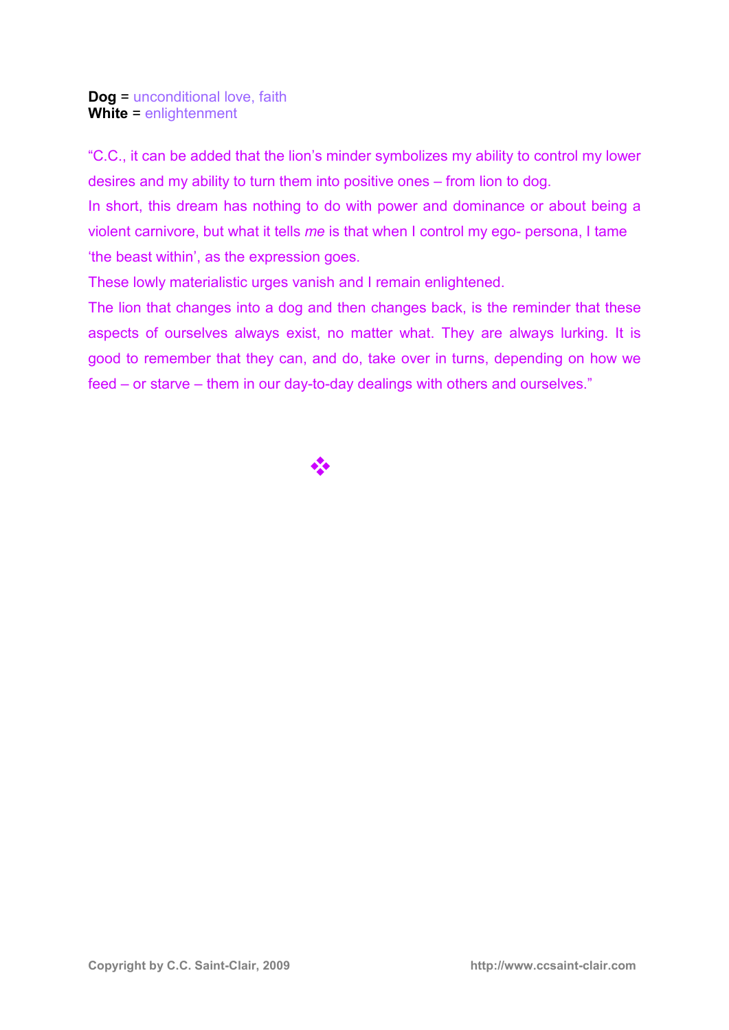**Dog** = unconditional love, faith
**White** = enlightenment

"C.C., it can be added that the lion's minder symbolizes my ability to control my lower desires and my ability to turn them into positive ones – from lion to dog.

In short, this dream has nothing to do with power and dominance or about being a violent carnivore, but what it tells *me* is that when I control my ego- persona, I tame 'the beast within', as the expression goes.

These lowly materialistic urges vanish and I remain enlightened.

The lion that changes into a dog and then changes back, is the reminder that these aspects of ourselves always exist, no matter what. They are always lurking. It is good to remember that they can, and do, take over in turns, depending on how we feed – or starve – them in our day-to-day dealings with others and ourselves."

❖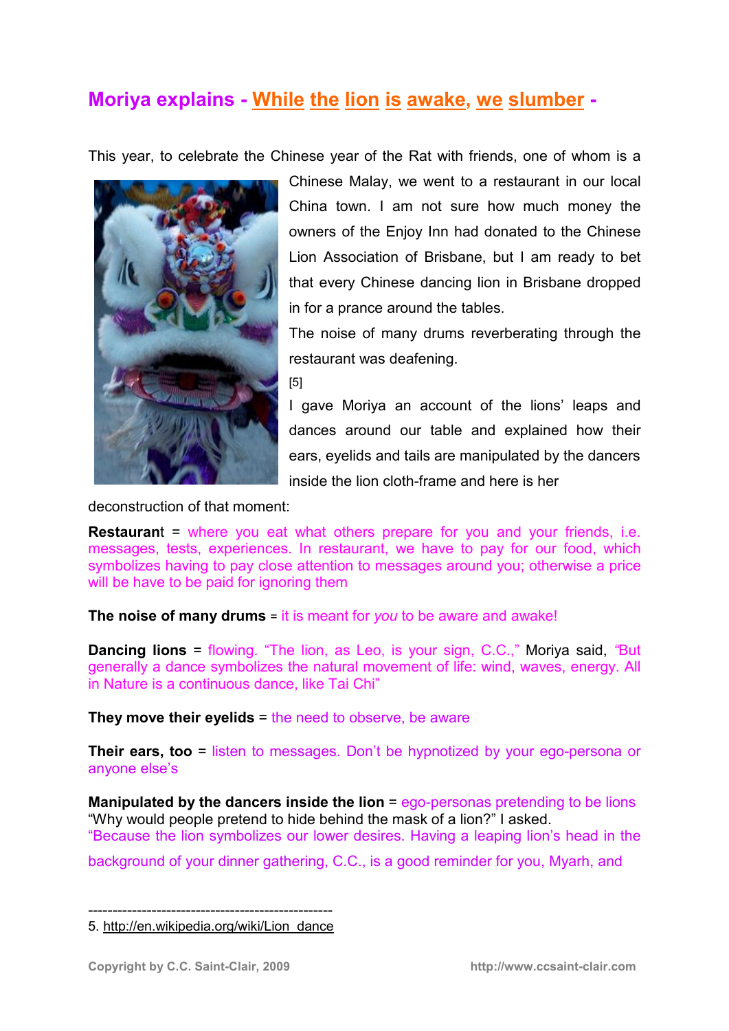# Moriya explains - While the lion is awake, we slumber -

This year, to celebrate the Chinese year of the Rat with friends, one of whom is a Chinese Malay, we went to a restaurant in our local China town. I am not sure how much money the owners of the Enjoy Inn had donated to the Chinese Lion Association of Brisbane, but I am ready to bet that every Chinese dancing lion in Brisbane dropped in for a prance around the tables.

The noise of many drums reverberating through the restaurant was deafening.

[5]

I gave Moriya an account of the lions' leaps and dances around our table and explained how their ears, eyelids and tails are manipulated by the dancers inside the lion cloth-frame and here is her deconstruction of that moment:

**Restaurant** = where you eat what others prepare for you and your friends, i.e. messages, tests, experiences. In restaurant, we have to pay for our food, which symbolizes having to pay close attention to messages around you; otherwise a price will be have to be paid for ignoring them

**The noise of many drums** = it is meant for *you* to be aware and awake!

**Dancing lions** = flowing. "The lion, as Leo, is your sign, C.C.," Moriya said, "But generally a dance symbolizes the natural movement of life: wind, waves, energy. All in Nature is a continuous dance, like Tai Chi"

**They move their eyelids** = the need to observe, be aware

**Their ears, too** = listen to messages. Don't be hypnotized by your ego-persona or anyone else's

**Manipulated by the dancers inside the lion** = ego-personas pretending to be lions
"Why would people pretend to hide behind the mask of a lion?" I asked.
"Because the lion symbolizes our lower desires. Having a leaping lion's head in the background of your dinner gathering, C.C., is a good reminder for you, Myarh, and

---

5. http://en.wikipedia.org/wiki/Lion_dance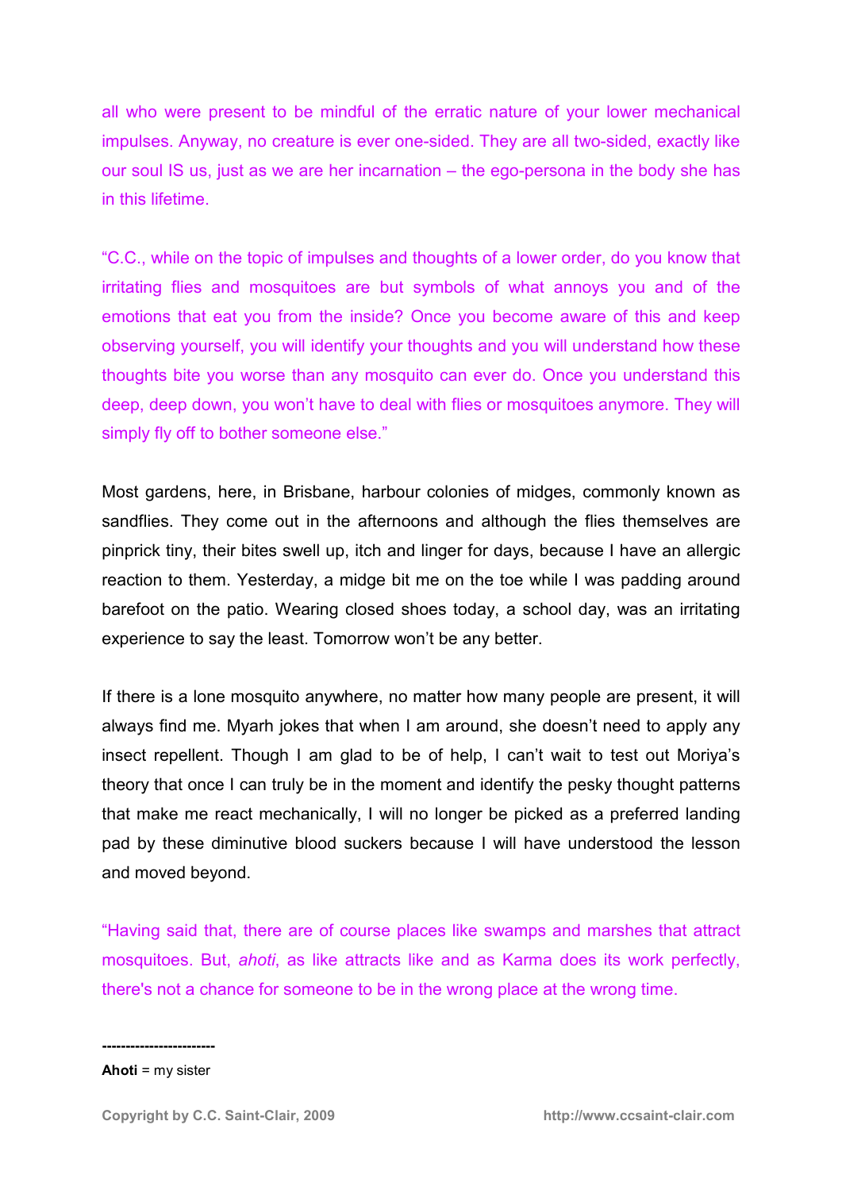all who were present to be mindful of the erratic nature of your lower mechanical impulses. Anyway, no creature is ever one-sided. They are all two-sided, exactly like our soul IS us, just as we are her incarnation – the ego-persona in the body she has in this lifetime.

"C.C., while on the topic of impulses and thoughts of a lower order, do you know that irritating flies and mosquitoes are but symbols of what annoys you and of the emotions that eat you from the inside? Once you become aware of this and keep observing yourself, you will identify your thoughts and you will understand how these thoughts bite you worse than any mosquito can ever do. Once you understand this deep, deep down, you won't have to deal with flies or mosquitoes anymore. They will simply fly off to bother someone else."

Most gardens, here, in Brisbane, harbour colonies of midges, commonly known as sandflies. They come out in the afternoons and although the flies themselves are pinprick tiny, their bites swell up, itch and linger for days, because I have an allergic reaction to them. Yesterday, a midge bit me on the toe while I was padding around barefoot on the patio. Wearing closed shoes today, a school day, was an irritating experience to say the least. Tomorrow won't be any better.

If there is a lone mosquito anywhere, no matter how many people are present, it will always find me. Myarh jokes that when I am around, she doesn't need to apply any insect repellent. Though I am glad to be of help, I can't wait to test out Moriya's theory that once I can truly be in the moment and identify the pesky thought patterns that make me react mechanically, I will no longer be picked as a preferred landing pad by these diminutive blood suckers because I will have understood the lesson and moved beyond.

"Having said that, there are of course places like swamps and marshes that attract mosquitoes. But, *ahoti*, as like attracts like and as Karma does its work perfectly, there's not a chance for someone to be in the wrong place at the wrong time.

------------------------

**Ahoti** = my sister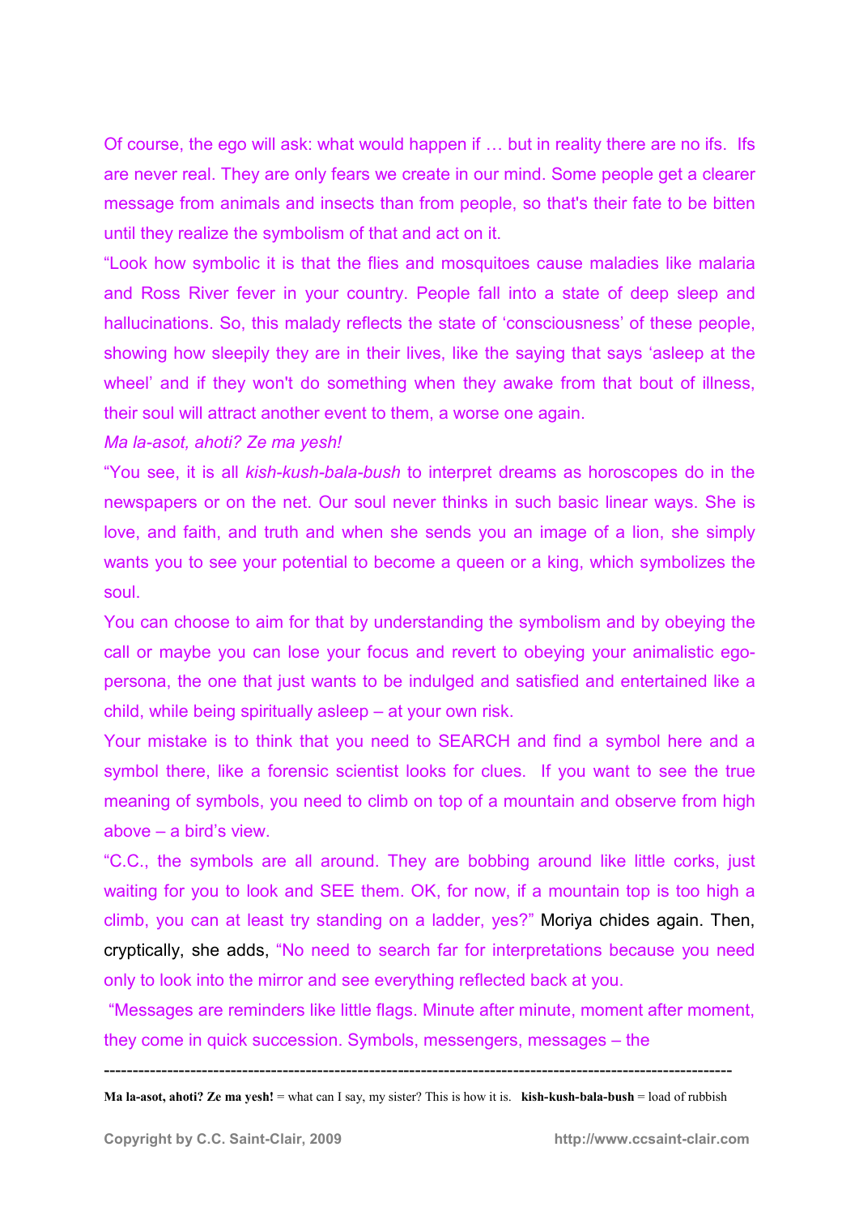Of course, the ego will ask: what would happen if … but in reality there are no ifs. Ifs are never real. They are only fears we create in our mind. Some people get a clearer message from animals and insects than from people, so that's their fate to be bitten until they realize the symbolism of that and act on it.

"Look how symbolic it is that the flies and mosquitoes cause maladies like malaria and Ross River fever in your country. People fall into a state of deep sleep and hallucinations. So, this malady reflects the state of 'consciousness' of these people, showing how sleepily they are in their lives, like the saying that says 'asleep at the wheel' and if they won't do something when they awake from that bout of illness, their soul will attract another event to them, a worse one again.

*Ma la-asot, ahoti? Ze ma yesh!*

"You see, it is all *kish-kush-bala-bush* to interpret dreams as horoscopes do in the newspapers or on the net. Our soul never thinks in such basic linear ways. She is love, and faith, and truth and when she sends you an image of a lion, she simply wants you to see your potential to become a queen or a king, which symbolizes the soul.

You can choose to aim for that by understanding the symbolism and by obeying the call or maybe you can lose your focus and revert to obeying your animalistic ego-persona, the one that just wants to be indulged and satisfied and entertained like a child, while being spiritually asleep – at your own risk.

Your mistake is to think that you need to SEARCH and find a symbol here and a symbol there, like a forensic scientist looks for clues. If you want to see the true meaning of symbols, you need to climb on top of a mountain and observe from high above – a bird's view.

"C.C., the symbols are all around. They are bobbing around like little corks, just waiting for you to look and SEE them. OK, for now, if a mountain top is too high a climb, you can at least try standing on a ladder, yes?" Moriya chides again. Then, cryptically, she adds, "No need to search far for interpretations because you need only to look into the mirror and see everything reflected back at you.

"Messages are reminders like little flags. Minute after minute, moment after moment, they come in quick succession. Symbols, messengers, messages – the

---

**Ma la-asot, ahoti? Ze ma yesh!** = what can I say, my sister? This is how it is. **kish-kush-bala-bush** = load of rubbish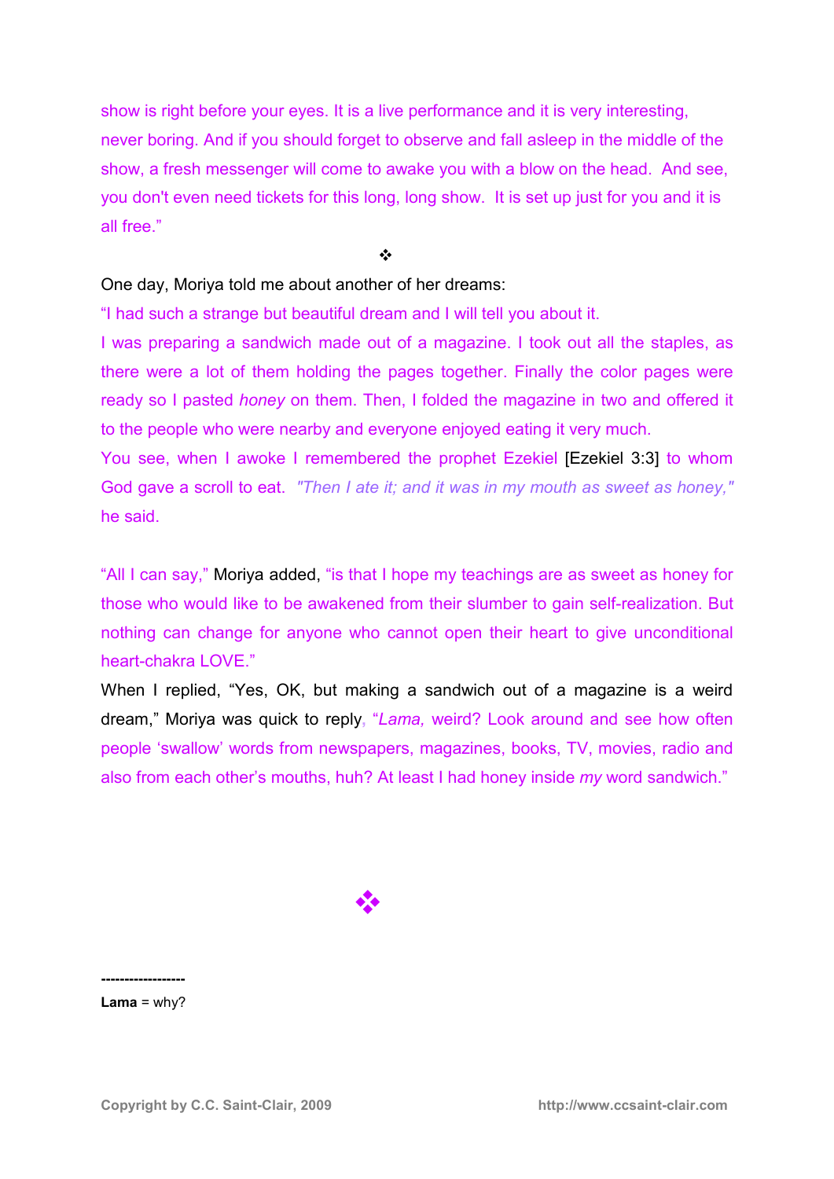show is right before your eyes. It is a live performance and it is very interesting, never boring. And if you should forget to observe and fall asleep in the middle of the show, a fresh messenger will come to awake you with a blow on the head. And see, you don't even need tickets for this long, long show. It is set up just for you and it is all free."

❖

One day, Moriya told me about another of her dreams:

"I had such a strange but beautiful dream and I will tell you about it.

I was preparing a sandwich made out of a magazine. I took out all the staples, as there were a lot of them holding the pages together. Finally the color pages were ready so I pasted *honey* on them. Then, I folded the magazine in two and offered it to the people who were nearby and everyone enjoyed eating it very much.

You see, when I awoke I remembered the prophet Ezekiel [Ezekiel 3:3] to whom God gave a scroll to eat. *"Then I ate it; and it was in my mouth as sweet as honey,"* he said.

"All I can say," Moriya added, "is that I hope my teachings are as sweet as honey for those who would like to be awakened from their slumber to gain self-realization. But nothing can change for anyone who cannot open their heart to give unconditional heart-chakra LOVE."

When I replied, "Yes, OK, but making a sandwich out of a magazine is a weird dream," Moriya was quick to reply, "*Lama,* weird? Look around and see how often people 'swallow' words from newspapers, magazines, books, TV, movies, radio and also from each other's mouths, huh? At least I had honey inside *my* word sandwich."

❖

------------------

**Lama** = why?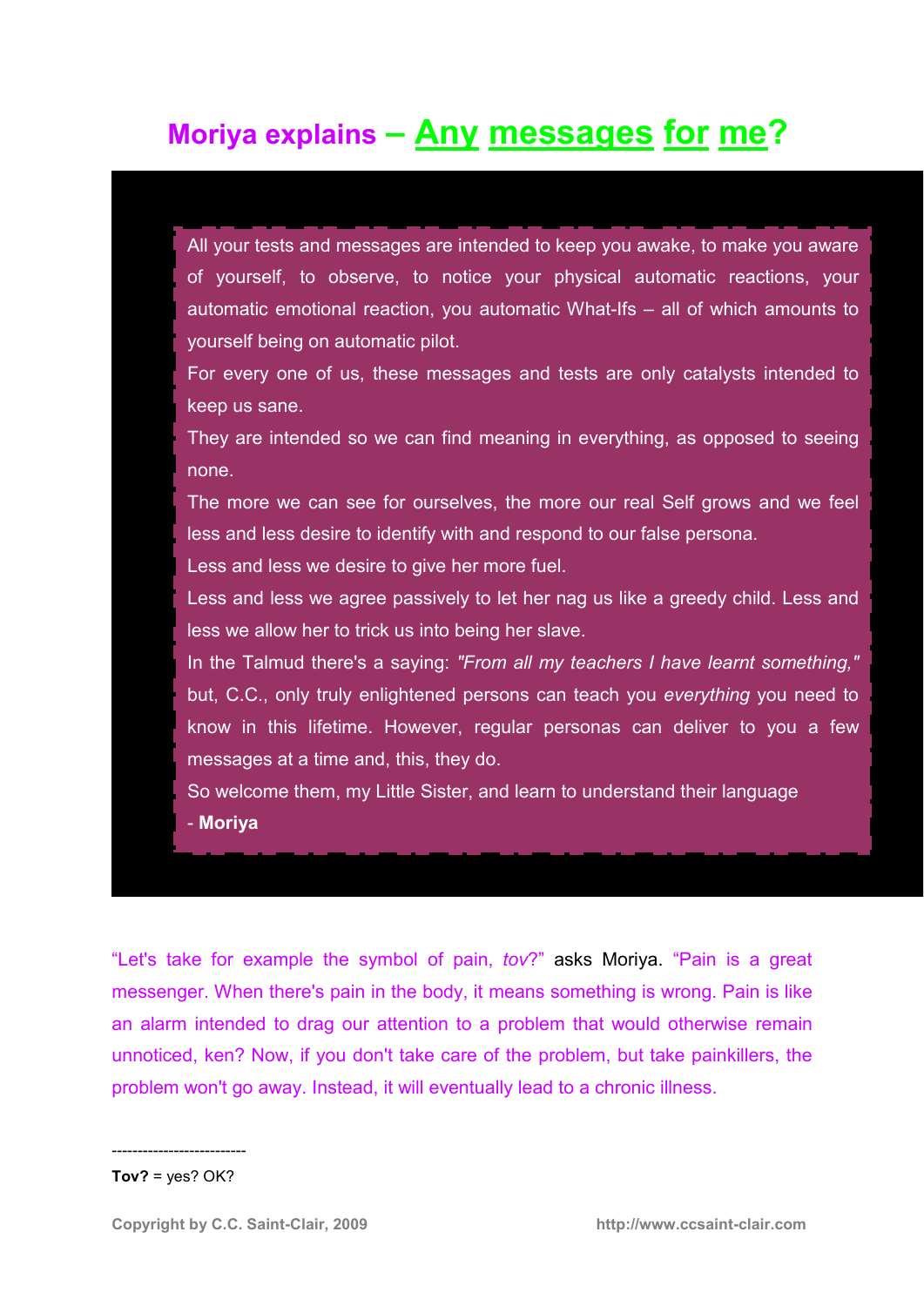# Moriya explains – Any messages for me?

All your tests and messages are intended to keep you awake, to make you aware of yourself, to observe, to notice your physical automatic reactions, your automatic emotional reaction, you automatic What-Ifs – all of which amounts to yourself being on automatic pilot.

For every one of us, these messages and tests are only catalysts intended to keep us sane.

They are intended so we can find meaning in everything, as opposed to seeing none.

The more we can see for ourselves, the more our real Self grows and we feel less and less desire to identify with and respond to our false persona.

Less and less we desire to give her more fuel.

Less and less we agree passively to let her nag us like a greedy child. Less and less we allow her to trick us into being her slave.

In the Talmud there's a saying: *"From all my teachers I have learnt something,"* but, C.C., only truly enlightened persons can teach you *everything* you need to know in this lifetime. However, regular personas can deliver to you a few messages at a time and, this, they do.

So welcome them, my Little Sister, and learn to understand their language

\- **Moriya**

"Let's take for example the symbol of pain, *tov*?" asks Moriya. "Pain is a great messenger. When there's pain in the body, it means something is wrong. Pain is like an alarm intended to drag our attention to a problem that would otherwise remain unnoticed, ken? Now, if you don't take care of the problem, but take painkillers, the problem won't go away. Instead, it will eventually lead to a chronic illness.

---

**Tov?** = yes? OK?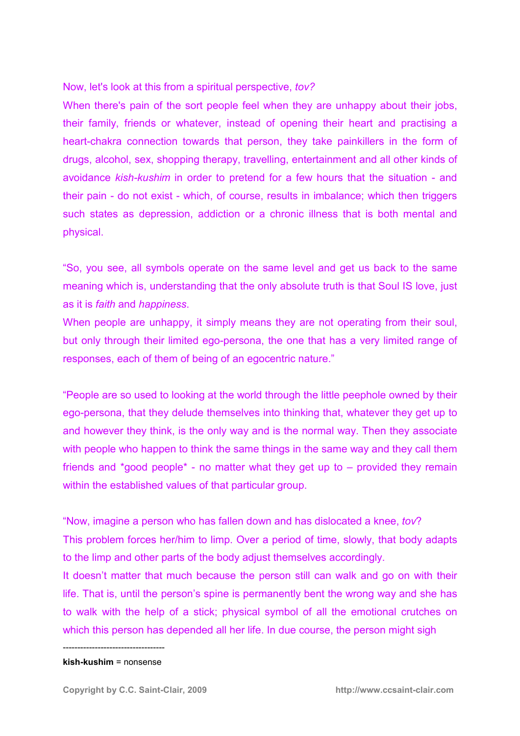Now, let's look at this from a spiritual perspective, *tov?*
When there's pain of the sort people feel when they are unhappy about their jobs, their family, friends or whatever, instead of opening their heart and practising a heart-chakra connection towards that person, they take painkillers in the form of drugs, alcohol, sex, shopping therapy, travelling, entertainment and all other kinds of avoidance *kish-kushim* in order to pretend for a few hours that the situation - and their pain - do not exist - which, of course, results in imbalance; which then triggers such states as depression, addiction or a chronic illness that is both mental and physical.

"So, you see, all symbols operate on the same level and get us back to the same meaning which is, understanding that the only absolute truth is that Soul IS love, just as it is *faith* and *happiness*.
When people are unhappy, it simply means they are not operating from their soul, but only through their limited ego-persona, the one that has a very limited range of responses, each of them of being of an egocentric nature."

"People are so used to looking at the world through the little peephole owned by their ego-persona, that they delude themselves into thinking that, whatever they get up to and however they think, is the only way and is the normal way. Then they associate with people who happen to think the same things in the same way and they call them friends and *good people* - no matter what they get up to – provided they remain within the established values of that particular group.

"Now, imagine a person who has fallen down and has dislocated a knee, *tov*?
This problem forces her/him to limp. Over a period of time, slowly, that body adapts to the limp and other parts of the body adjust themselves accordingly.
It doesn't matter that much because the person still can walk and go on with their life. That is, until the person's spine is permanently bent the wrong way and she has to walk with the help of a stick; physical symbol of all the emotional crutches on which this person has depended all her life. In due course, the person might sigh

-----------------------------------

**kish-kushim** = nonsense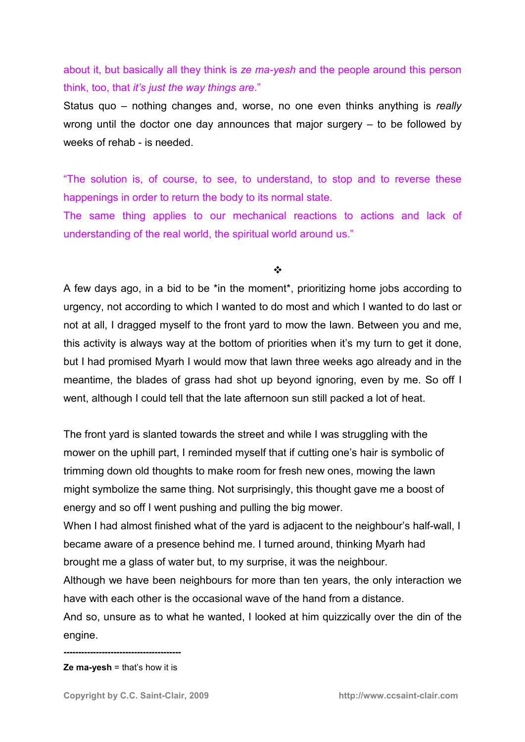about it, but basically all they think is *ze ma-yesh* and the people around this person think, too, that *it's just the way things are*."

Status quo – nothing changes and, worse, no one even thinks anything is *really* wrong until the doctor one day announces that major surgery – to be followed by weeks of rehab - is needed.

"The solution is, of course, to see, to understand, to stop and to reverse these happenings in order to return the body to its normal state.

The same thing applies to our mechanical reactions to actions and lack of understanding of the real world, the spiritual world around us."

❖

A few days ago, in a bid to be *in the moment*, prioritizing home jobs according to urgency, not according to which I wanted to do most and which I wanted to do last or not at all, I dragged myself to the front yard to mow the lawn. Between you and me, this activity is always way at the bottom of priorities when it's my turn to get it done, but I had promised Myarh I would mow that lawn three weeks ago already and in the meantime, the blades of grass had shot up beyond ignoring, even by me. So off I went, although I could tell that the late afternoon sun still packed a lot of heat.

The front yard is slanted towards the street and while I was struggling with the mower on the uphill part, I reminded myself that if cutting one's hair is symbolic of trimming down old thoughts to make room for fresh new ones, mowing the lawn might symbolize the same thing. Not surprisingly, this thought gave me a boost of energy and so off I went pushing and pulling the big mower.

When I had almost finished what of the yard is adjacent to the neighbour's half-wall, I became aware of a presence behind me. I turned around, thinking Myarh had brought me a glass of water but, to my surprise, it was the neighbour.

Although we have been neighbours for more than ten years, the only interaction we have with each other is the occasional wave of the hand from a distance.

And so, unsure as to what he wanted, I looked at him quizzically over the din of the engine.

----------------------------------------

**Ze ma-yesh** = that's how it is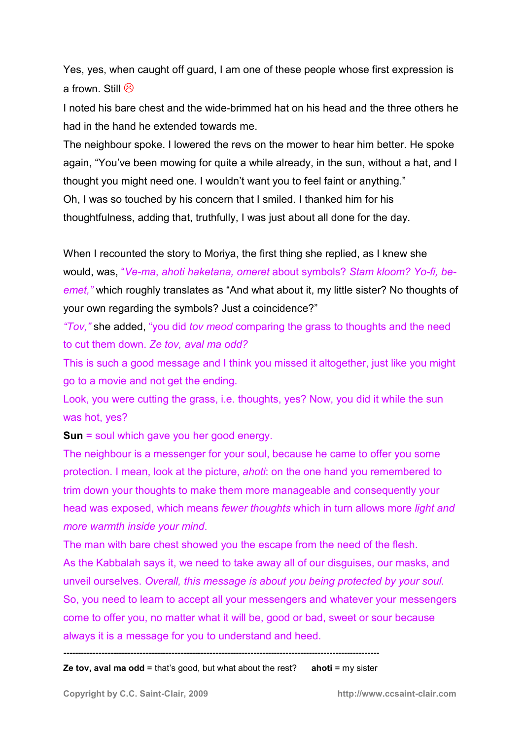Yes, yes, when caught off guard, I am one of these people whose first expression is a frown. Still ☹

I noted his bare chest and the wide-brimmed hat on his head and the three others he had in the hand he extended towards me.

The neighbour spoke. I lowered the revs on the mower to hear him better. He spoke again, "You've been mowing for quite a while already, in the sun, without a hat, and I thought you might need one. I wouldn't want you to feel faint or anything."

Oh, I was so touched by his concern that I smiled. I thanked him for his thoughtfulness, adding that, truthfully, I was just about all done for the day.

When I recounted the story to Moriya, the first thing she replied, as I knew she would, was, "*Ve-ma, ahoti haketana, omeret* about symbols? *Stam kloom? Yo-fi, be-emet,"* which roughly translates as "And what about it, my little sister? No thoughts of your own regarding the symbols? Just a coincidence?"

*"Tov,"* she added, "you did *tov meod* comparing the grass to thoughts and the need to cut them down. *Ze tov, aval ma odd?*

This is such a good message and I think you missed it altogether, just like you might go to a movie and not get the ending.

Look, you were cutting the grass, i.e. thoughts, yes? Now, you did it while the sun was hot, yes?

**Sun** = soul which gave you her good energy.

The neighbour is a messenger for your soul, because he came to offer you some protection. I mean, look at the picture, *ahoti*: on the one hand you remembered to trim down your thoughts to make them more manageable and consequently your head was exposed, which means *fewer thoughts* which in turn allows more *light and more warmth inside your mind*.

The man with bare chest showed you the escape from the need of the flesh.

As the Kabbalah says it, we need to take away all of our disguises, our masks, and unveil ourselves. *Overall, this message is about you being protected by your soul.*

So, you need to learn to accept all your messengers and whatever your messengers come to offer you, no matter what it will be, good or bad, sweet or sour because always it is a message for you to understand and heed.

---

**Ze tov, aval ma odd** = that's good, but what about the rest? **ahoti** = my sister

Copyright by C.C. Saint-Clair, 2009 http://www.ccsaint-clair.com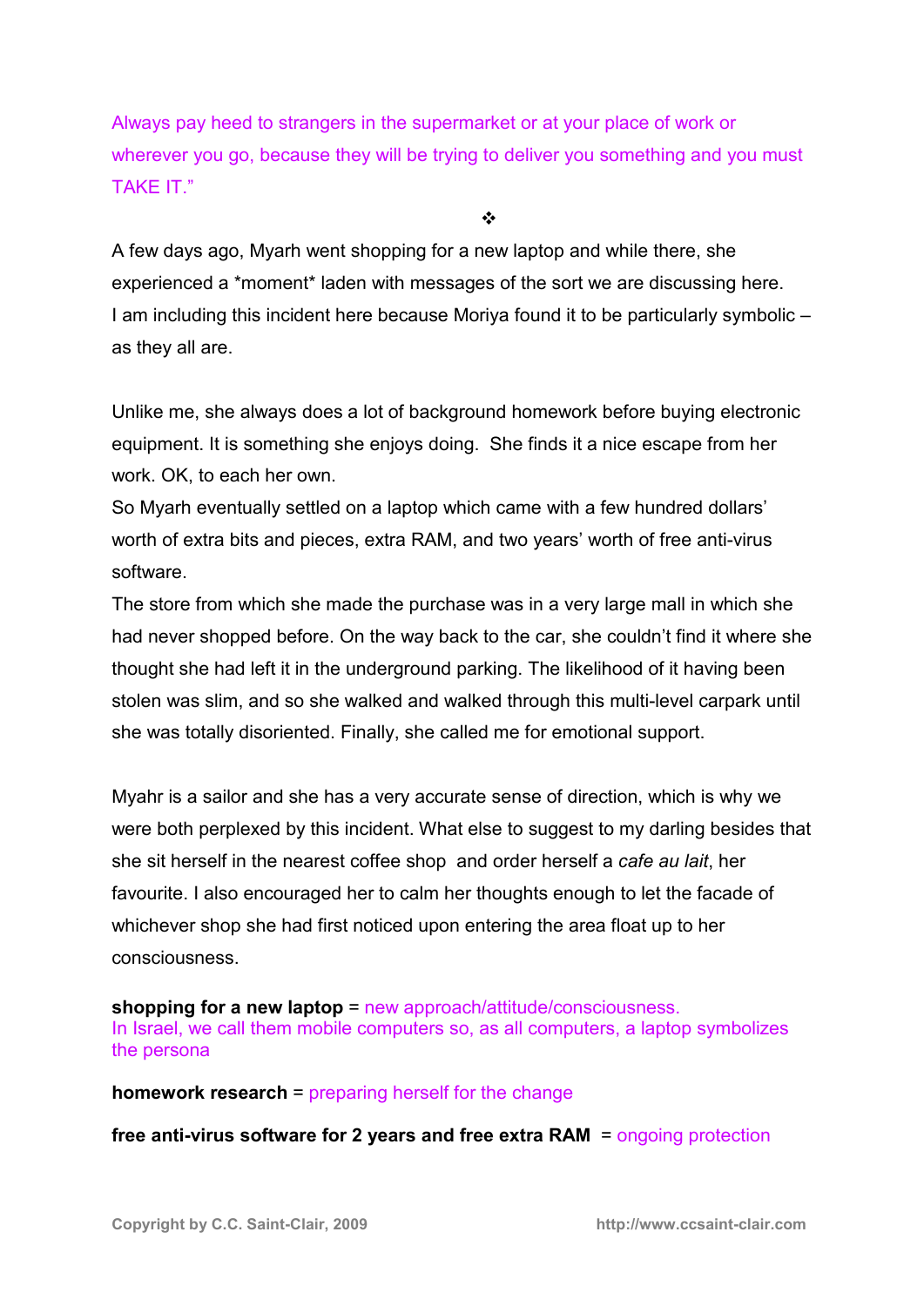Always pay heed to strangers in the supermarket or at your place of work or wherever you go, because they will be trying to deliver you something and you must TAKE IT."

❖

A few days ago, Myarh went shopping for a new laptop and while there, she experienced a *moment* laden with messages of the sort we are discussing here. I am including this incident here because Moriya found it to be particularly symbolic – as they all are.

Unlike me, she always does a lot of background homework before buying electronic equipment. It is something she enjoys doing. She finds it a nice escape from her work. OK, to each her own.

So Myarh eventually settled on a laptop which came with a few hundred dollars' worth of extra bits and pieces, extra RAM, and two years' worth of free anti-virus software.

The store from which she made the purchase was in a very large mall in which she had never shopped before. On the way back to the car, she couldn't find it where she thought she had left it in the underground parking. The likelihood of it having been stolen was slim, and so she walked and walked through this multi-level carpark until she was totally disoriented. Finally, she called me for emotional support.

Myahr is a sailor and she has a very accurate sense of direction, which is why we were both perplexed by this incident. What else to suggest to my darling besides that she sit herself in the nearest coffee shop and order herself a *cafe au lait*, her favourite. I also encouraged her to calm her thoughts enough to let the facade of whichever shop she had first noticed upon entering the area float up to her consciousness.

**shopping for a new laptop** = new approach/attitude/consciousness.
In Israel, we call them mobile computers so, as all computers, a laptop symbolizes the persona

**homework research** = preparing herself for the change

**free anti-virus software for 2 years and free extra RAM** = ongoing protection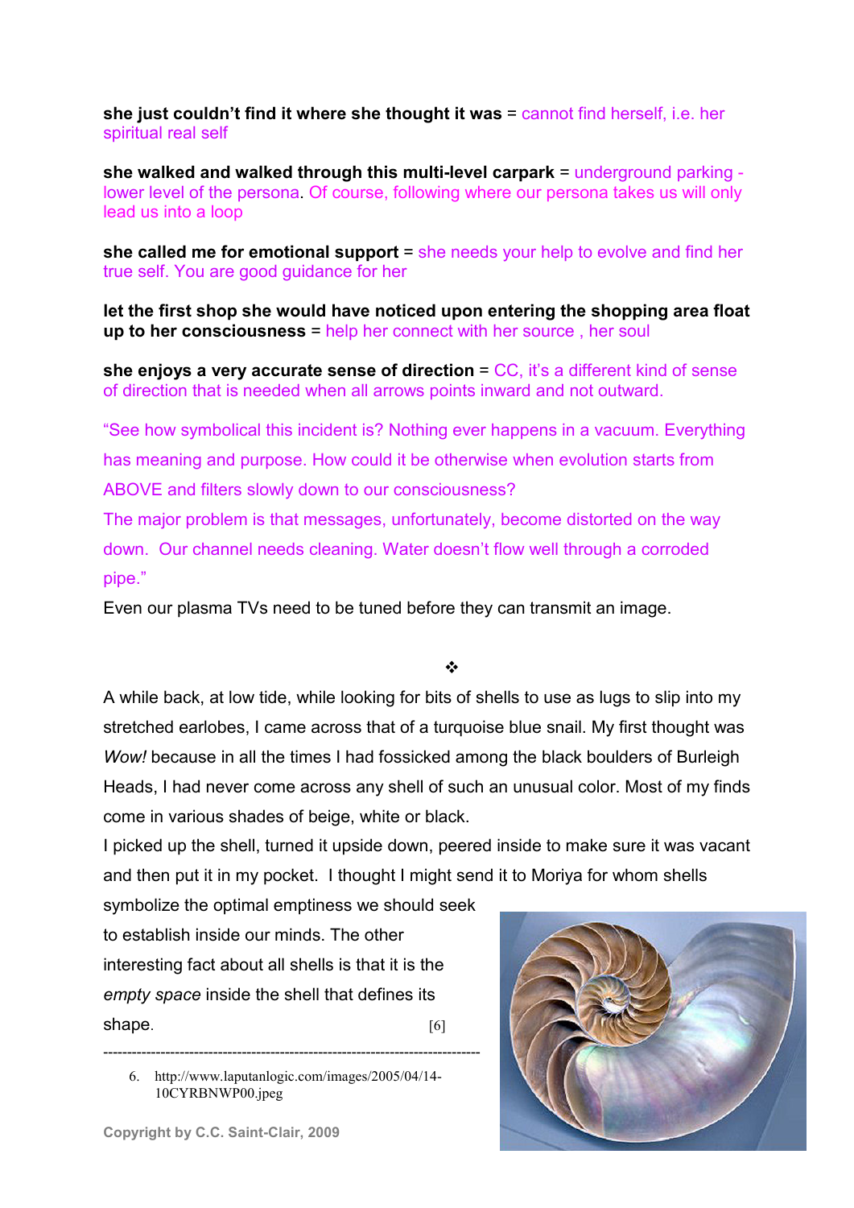**she just couldn't find it where she thought it was** = cannot find herself, i.e. her spiritual real self

**she walked and walked through this multi-level carpark** = underground parking - lower level of the persona. Of course, following where our persona takes us will only lead us into a loop

**she called me for emotional support** = she needs your help to evolve and find her true self. You are good guidance for her

**let the first shop she would have noticed upon entering the shopping area float up to her consciousness** = help her connect with her source , her soul

**she enjoys a very accurate sense of direction** = CC, it's a different kind of sense of direction that is needed when all arrows points inward and not outward.

"See how symbolical this incident is? Nothing ever happens in a vacuum. Everything has meaning and purpose. How could it be otherwise when evolution starts from ABOVE and filters slowly down to our consciousness?
The major problem is that messages, unfortunately, become distorted on the way down. Our channel needs cleaning. Water doesn't flow well through a corroded pipe."
Even our plasma TVs need to be tuned before they can transmit an image.

❖

A while back, at low tide, while looking for bits of shells to use as lugs to slip into my stretched earlobes, I came across that of a turquoise blue snail. My first thought was *Wow!* because in all the times I had fossicked among the black boulders of Burleigh Heads, I had never come across any shell of such an unusual color. Most of my finds come in various shades of beige, white or black.
I picked up the shell, turned it upside down, peered inside to make sure it was vacant and then put it in my pocket. I thought I might send it to Moriya for whom shells symbolize the optimal emptiness we should seek to establish inside our minds. The other interesting fact about all shells is that it is the *empty space* inside the shell that defines its shape. [6]

---

6. http://www.laputanlogic.com/images/2005/04/14-10CYRBNWP00.jpeg

Copyright by C.C. Saint-Clair, 2009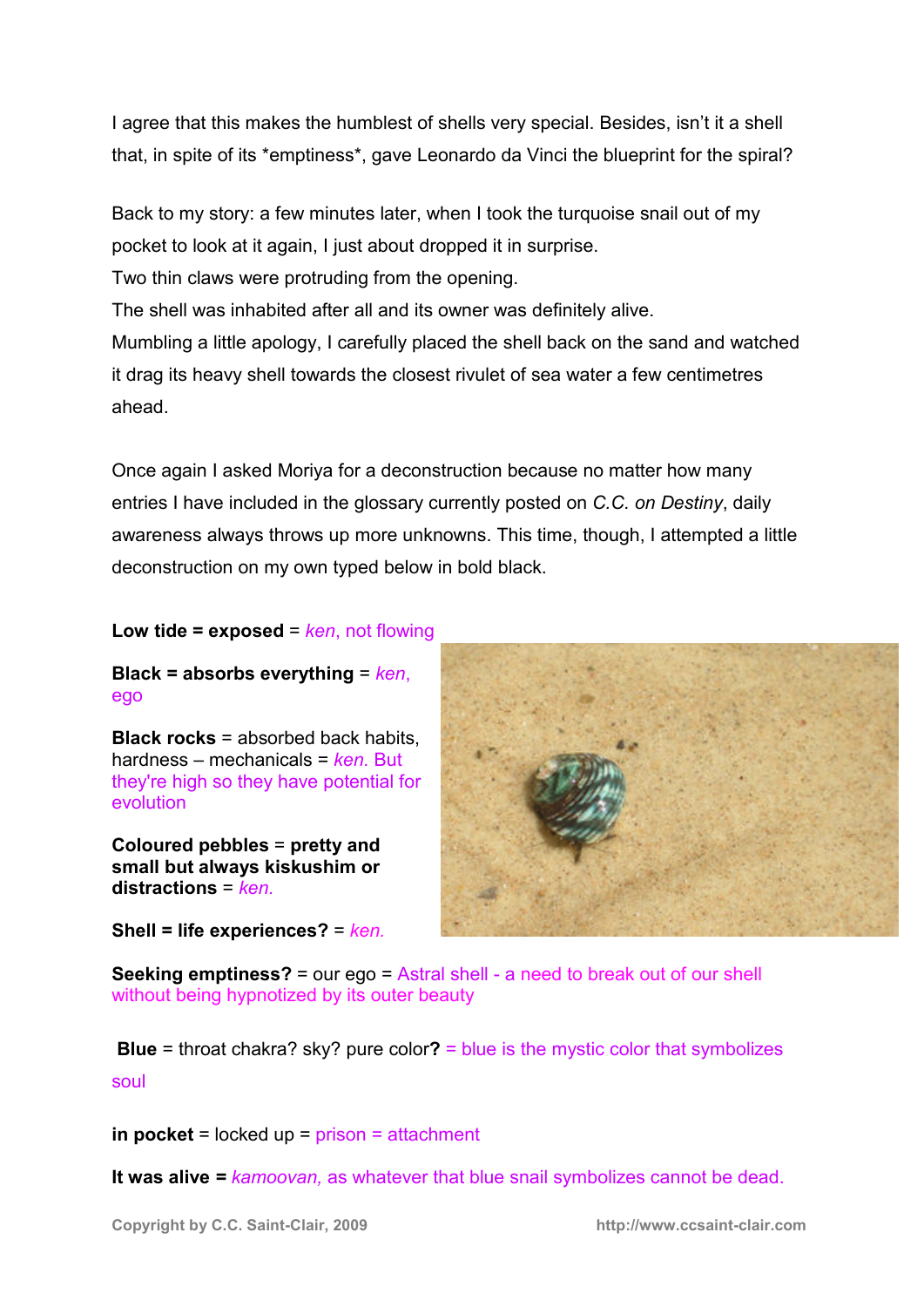I agree that this makes the humblest of shells very special. Besides, isn't it a shell that, in spite of its *emptiness*, gave Leonardo da Vinci the blueprint for the spiral?

Back to my story: a few minutes later, when I took the turquoise snail out of my pocket to look at it again, I just about dropped it in surprise.
Two thin claws were protruding from the opening.
The shell was inhabited after all and its owner was definitely alive.
Mumbling a little apology, I carefully placed the shell back on the sand and watched it drag its heavy shell towards the closest rivulet of sea water a few centimetres ahead.

Once again I asked Moriya for a deconstruction because no matter how many entries I have included in the glossary currently posted on *C.C. on Destiny*, daily awareness always throws up more unknowns. This time, though, I attempted a little deconstruction on my own typed below in bold black.

**Low tide = exposed** = *ken*, not flowing

**Black = absorbs everything** = *ken*, ego

**Black rocks** = absorbed back habits, hardness – mechanicals = *ken.* But they're high so they have potential for evolution

**Coloured pebbles** = **pretty and small but always kiskushim or distractions** = *ken.*

**Shell = life experiences?** = *ken.*

**Seeking emptiness?** = our ego = Astral shell - a need to break out of our shell without being hypnotized by its outer beauty

**Blue** = throat chakra? sky? pure color**?** = blue is the mystic color that symbolizes soul

**in pocket** = locked up = prison = attachment

**It was alive =** *kamoovan,* as whatever that blue snail symbolizes cannot be dead.

Copyright by C.C. Saint-Clair, 2009 http://www.ccsaint-clair.com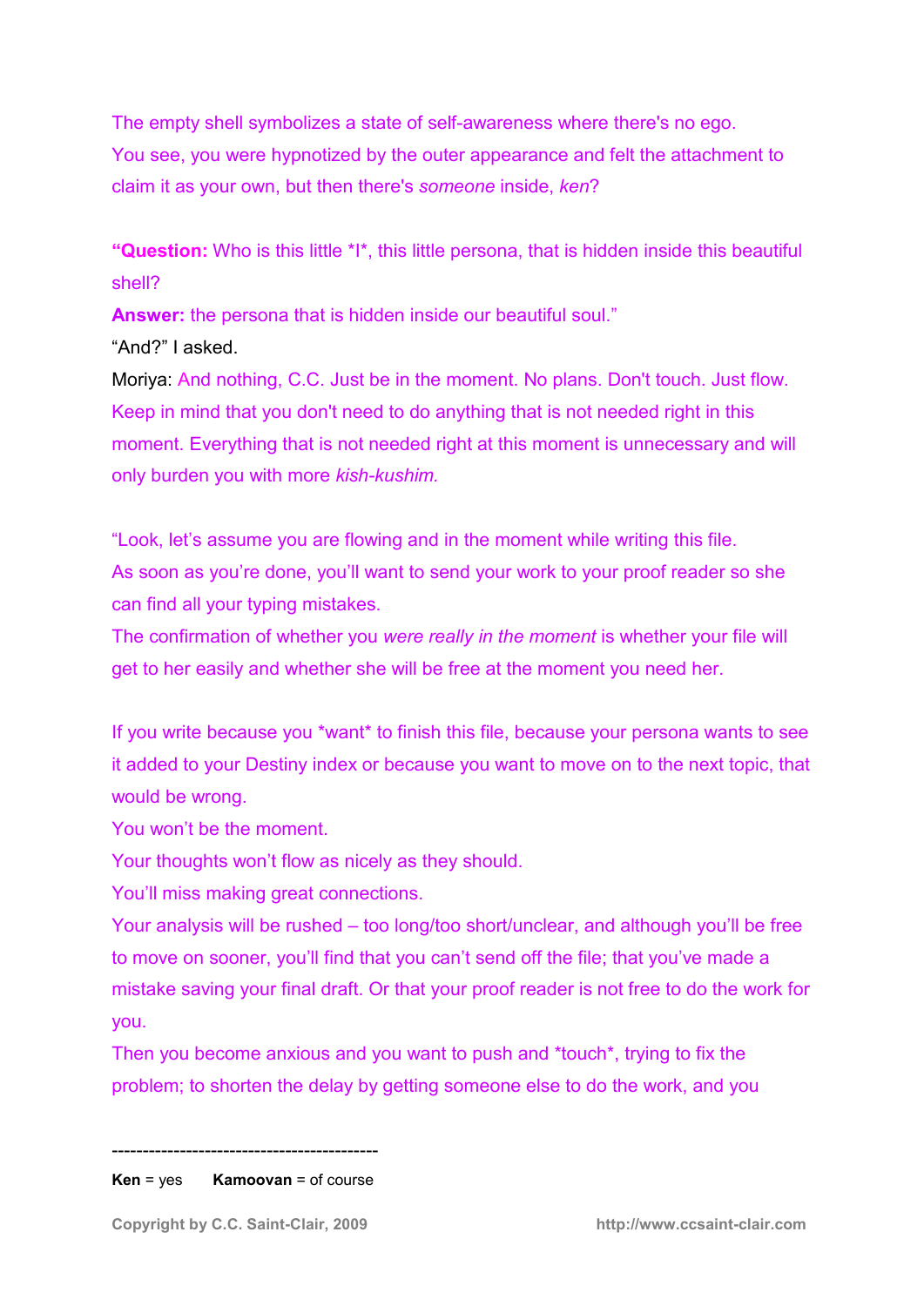The empty shell symbolizes a state of self-awareness where there's no ego.
You see, you were hypnotized by the outer appearance and felt the attachment to claim it as your own, but then there's *someone* inside, *ken*?

**"Question:** Who is this little *I*, this little persona, that is hidden inside this beautiful shell?
**Answer:** the persona that is hidden inside our beautiful soul."
"And?" I asked.
Moriya: And nothing, C.C. Just be in the moment. No plans. Don't touch. Just flow. Keep in mind that you don't need to do anything that is not needed right in this moment. Everything that is not needed right at this moment is unnecessary and will only burden you with more *kish-kushim.*

"Look, let's assume you are flowing and in the moment while writing this file.
As soon as you're done, you'll want to send your work to your proof reader so she can find all your typing mistakes.
The confirmation of whether you *were really in the moment* is whether your file will get to her easily and whether she will be free at the moment you need her.

If you write because you *want* to finish this file, because your persona wants to see it added to your Destiny index or because you want to move on to the next topic, that would be wrong.
You won't be the moment.
Your thoughts won't flow as nicely as they should.
You'll miss making great connections.
Your analysis will be rushed – too long/too short/unclear, and although you'll be free to move on sooner, you'll find that you can't send off the file; that you've made a mistake saving your final draft. Or that your proof reader is not free to do the work for you.
Then you become anxious and you want to push and *touch*, trying to fix the problem; to shorten the delay by getting someone else to do the work, and you

---

**Ken** = yes  **Kamoovan** = of course

Copyright by C.C. Saint-Clair, 2009  http://www.ccsaint-clair.com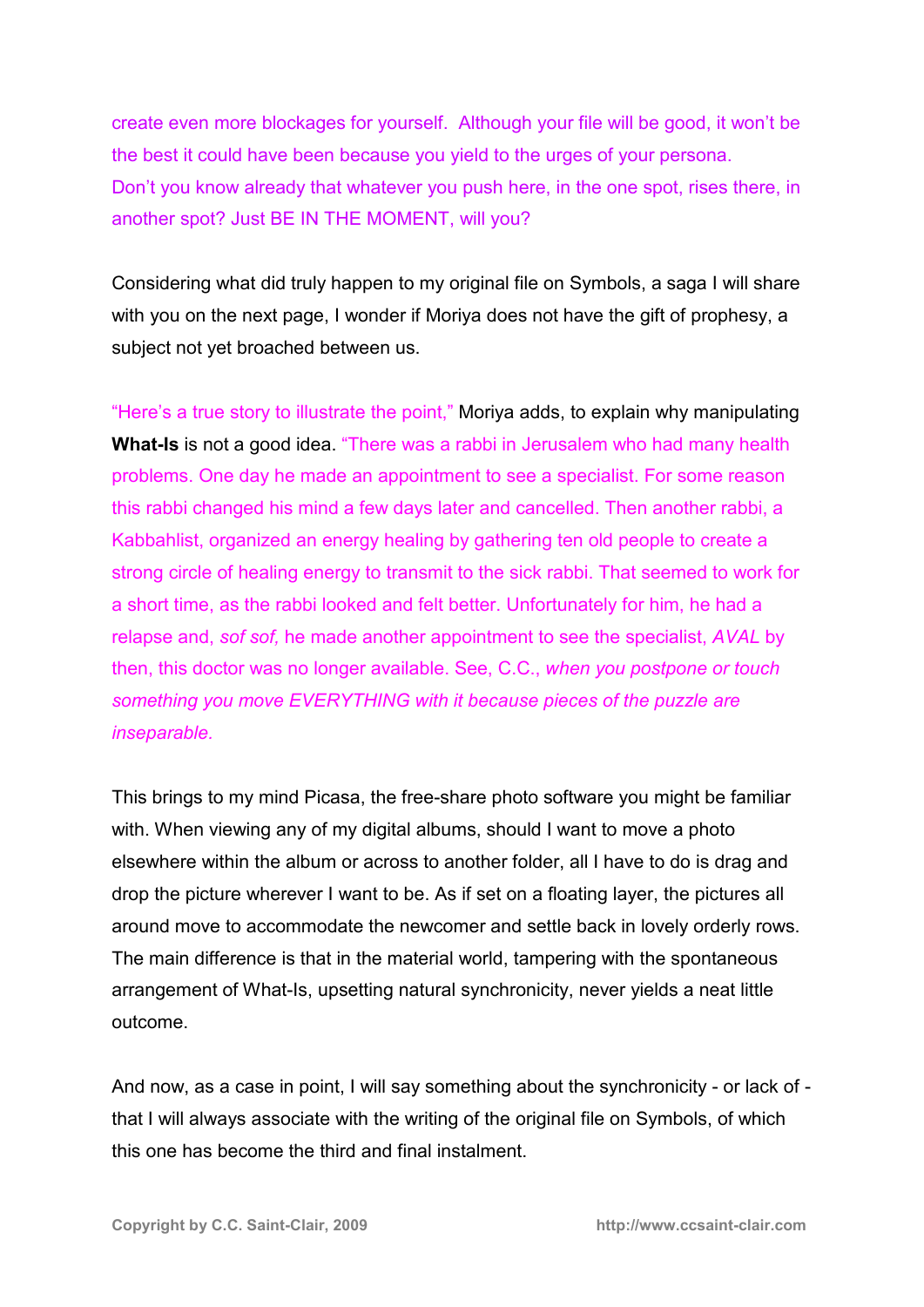create even more blockages for yourself. Although your file will be good, it won't be the best it could have been because you yield to the urges of your persona. Don't you know already that whatever you push here, in the one spot, rises there, in another spot? Just BE IN THE MOMENT, will you?

Considering what did truly happen to my original file on Symbols, a saga I will share with you on the next page, I wonder if Moriya does not have the gift of prophesy, a subject not yet broached between us.

"Here's a true story to illustrate the point," Moriya adds, to explain why manipulating **What-Is** is not a good idea. "There was a rabbi in Jerusalem who had many health problems. One day he made an appointment to see a specialist. For some reason this rabbi changed his mind a few days later and cancelled. Then another rabbi, a Kabbahlist, organized an energy healing by gathering ten old people to create a strong circle of healing energy to transmit to the sick rabbi. That seemed to work for a short time, as the rabbi looked and felt better. Unfortunately for him, he had a relapse and, *sof sof,* he made another appointment to see the specialist, *AVAL* by then, this doctor was no longer available. See, C.C., *when you postpone or touch something you move EVERYTHING with it because pieces of the puzzle are inseparable.*

This brings to my mind Picasa, the free-share photo software you might be familiar with. When viewing any of my digital albums, should I want to move a photo elsewhere within the album or across to another folder, all I have to do is drag and drop the picture wherever I want to be. As if set on a floating layer, the pictures all around move to accommodate the newcomer and settle back in lovely orderly rows. The main difference is that in the material world, tampering with the spontaneous arrangement of What-Is, upsetting natural synchronicity, never yields a neat little outcome.

And now, as a case in point, I will say something about the synchronicity - or lack of - that I will always associate with the writing of the original file on Symbols, of which this one has become the third and final instalment.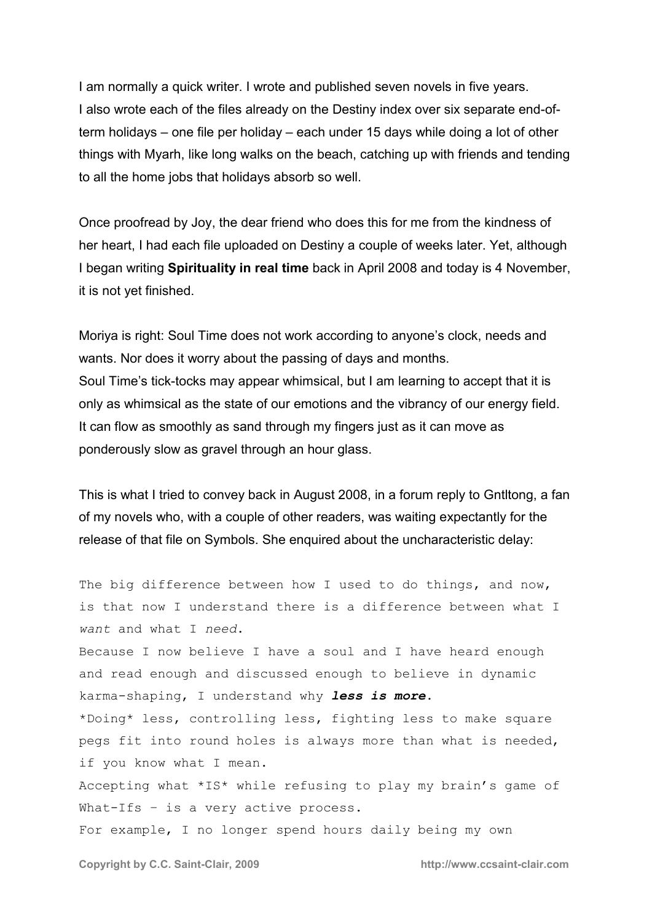I am normally a quick writer. I wrote and published seven novels in five years. I also wrote each of the files already on the Destiny index over six separate end-of-term holidays – one file per holiday – each under 15 days while doing a lot of other things with Myarh, like long walks on the beach, catching up with friends and tending to all the home jobs that holidays absorb so well.

Once proofread by Joy, the dear friend who does this for me from the kindness of her heart, I had each file uploaded on Destiny a couple of weeks later. Yet, although I began writing **Spirituality in real time** back in April 2008 and today is 4 November, it is not yet finished.

Moriya is right: Soul Time does not work according to anyone's clock, needs and wants. Nor does it worry about the passing of days and months.
Soul Time's tick-tocks may appear whimsical, but I am learning to accept that it is only as whimsical as the state of our emotions and the vibrancy of our energy field. It can flow as smoothly as sand through my fingers just as it can move as ponderously slow as gravel through an hour glass.

This is what I tried to convey back in August 2008, in a forum reply to Gntltong, a fan of my novels who, with a couple of other readers, was waiting expectantly for the release of that file on Symbols. She enquired about the uncharacteristic delay:

> The big difference between how I used to do things, and now, is that now I understand there is a difference between what I *want* and what I *need*.
> Because I now believe I have a soul and I have heard enough and read enough and discussed enough to believe in dynamic karma-shaping, I understand why ***less is more***.
> \*Doing\* less, controlling less, fighting less to make square pegs fit into round holes is always more than what is needed, if you know what I mean.
> Accepting what \*IS\* while refusing to play my brain's game of What-Ifs – is a very active process.
> For example, I no longer spend hours daily being my own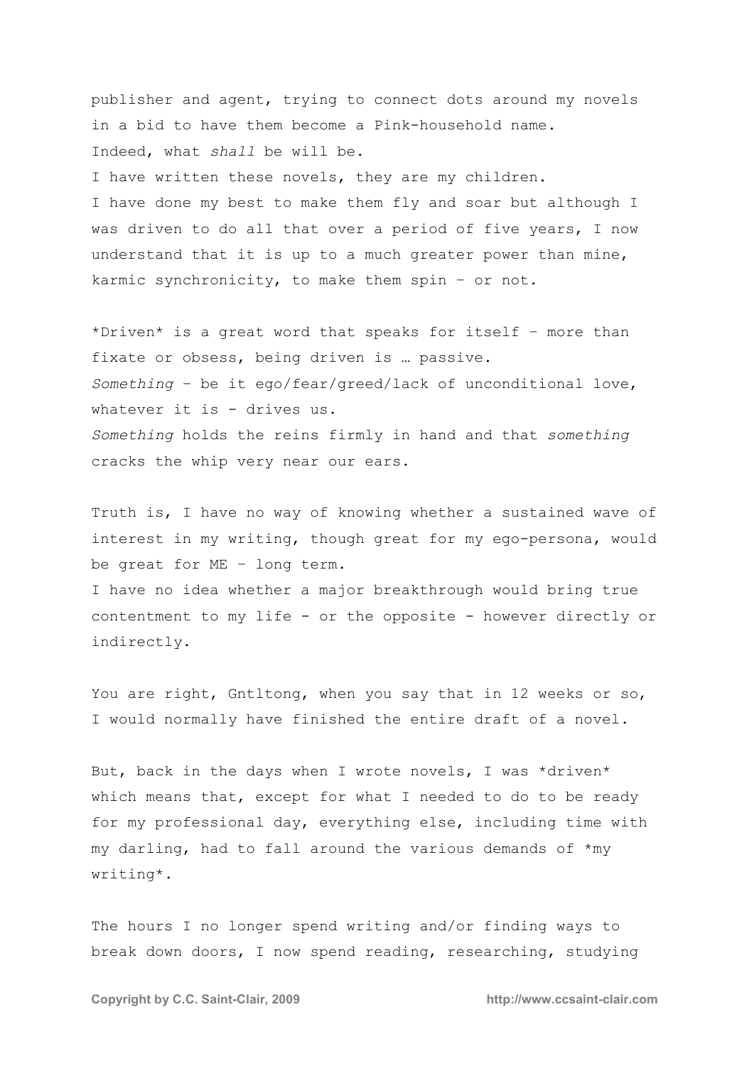publisher and agent, trying to connect dots around my novels in a bid to have them become a Pink-household name.
Indeed, what *shall* be will be.
I have written these novels, they are my children.
I have done my best to make them fly and soar but although I was driven to do all that over a period of five years, I now understand that it is up to a much greater power than mine, karmic synchronicity, to make them spin – or not.

*Driven* is a great word that speaks for itself – more than fixate or obsess, being driven is … passive.
*Something* – be it ego/fear/greed/lack of unconditional love, whatever it is - drives us.
*Something* holds the reins firmly in hand and that *something* cracks the whip very near our ears.

Truth is, I have no way of knowing whether a sustained wave of interest in my writing, though great for my ego-persona, would be great for ME – long term.
I have no idea whether a major breakthrough would bring true contentment to my life - or the opposite - however directly or indirectly.

You are right, Gntltong, when you say that in 12 weeks or so, I would normally have finished the entire draft of a novel.

But, back in the days when I wrote novels, I was *driven* which means that, except for what I needed to do to be ready for my professional day, everything else, including time with my darling, had to fall around the various demands of *my writing*.

The hours I no longer spend writing and/or finding ways to break down doors, I now spend reading, researching, studying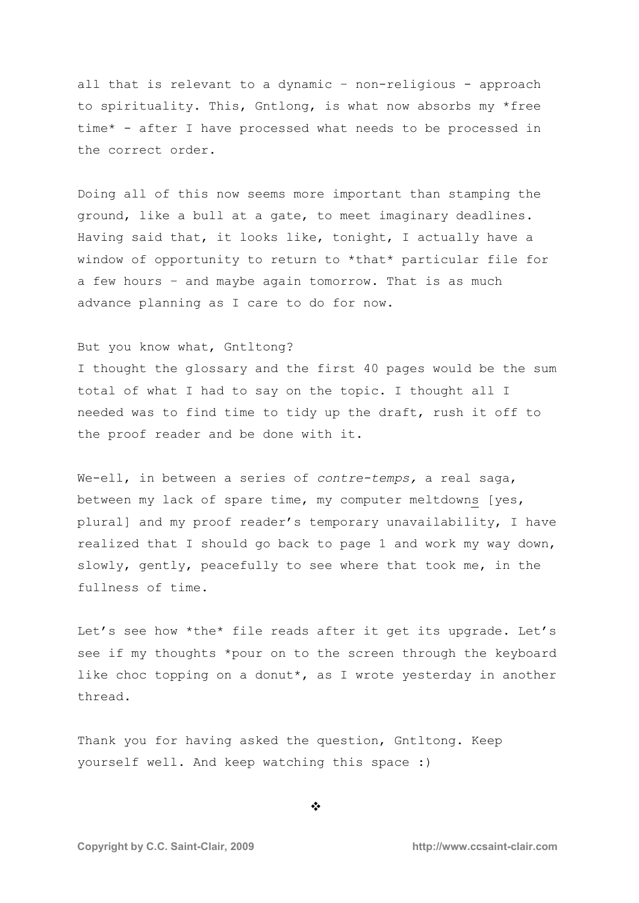all that is relevant to a dynamic – non-religious - approach to spirituality. This, Gntlong, is what now absorbs my *free time* - after I have processed what needs to be processed in the correct order.

Doing all of this now seems more important than stamping the ground, like a bull at a gate, to meet imaginary deadlines. Having said that, it looks like, tonight, I actually have a window of opportunity to return to *that* particular file for a few hours – and maybe again tomorrow. That is as much advance planning as I care to do for now.

But you know what, Gntltong?
I thought the glossary and the first 40 pages would be the sum total of what I had to say on the topic. I thought all I needed was to find time to tidy up the draft, rush it off to the proof reader and be done with it.

We-ell, in between a series of *contre-temps,* a real saga, between my lack of spare time, my computer meltdowns [yes, plural] and my proof reader's temporary unavailability, I have realized that I should go back to page 1 and work my way down, slowly, gently, peacefully to see where that took me, in the fullness of time.

Let's see how *the* file reads after it get its upgrade. Let's see if my thoughts *pour on to the screen through the keyboard like choc topping on a donut*, as I wrote yesterday in another thread.

Thank you for having asked the question, Gntltong. Keep yourself well. And keep watching this space :)

❖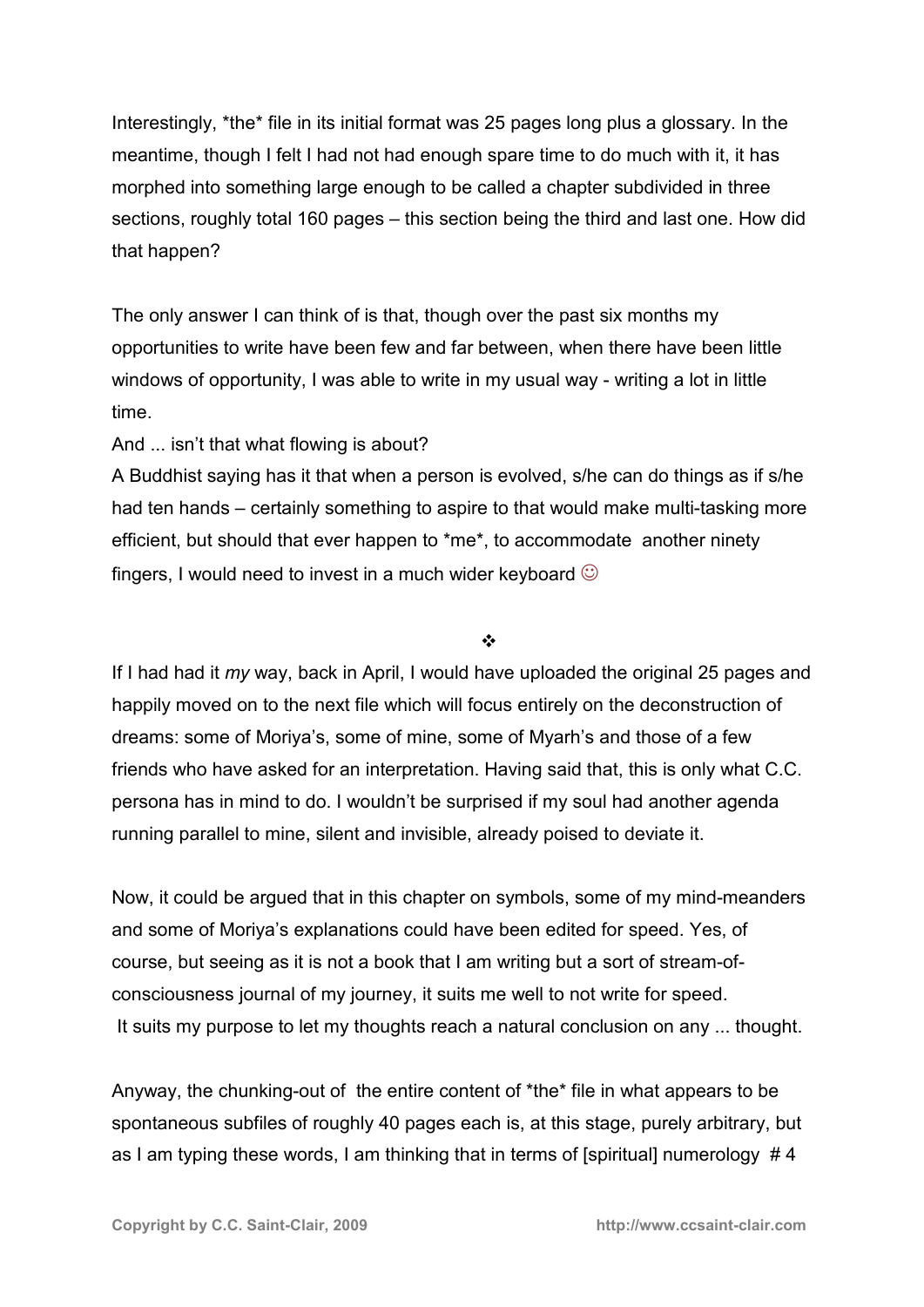Interestingly, *the* file in its initial format was 25 pages long plus a glossary. In the meantime, though I felt I had not had enough spare time to do much with it, it has morphed into something large enough to be called a chapter subdivided in three sections, roughly total 160 pages – this section being the third and last one. How did that happen?

The only answer I can think of is that, though over the past six months my opportunities to write have been few and far between, when there have been little windows of opportunity, I was able to write in my usual way - writing a lot in little time.

And ... isn't that what flowing is about?

A Buddhist saying has it that when a person is evolved, s/he can do things as if s/he had ten hands – certainly something to aspire to that would make multi-tasking more efficient, but should that ever happen to *me*, to accommodate another ninety fingers, I would need to invest in a much wider keyboard ☺

❖

If I had had it *my* way, back in April, I would have uploaded the original 25 pages and happily moved on to the next file which will focus entirely on the deconstruction of dreams: some of Moriya's, some of mine, some of Myarh's and those of a few friends who have asked for an interpretation. Having said that, this is only what C.C. persona has in mind to do. I wouldn't be surprised if my soul had another agenda running parallel to mine, silent and invisible, already poised to deviate it.

Now, it could be argued that in this chapter on symbols, some of my mind-meanders and some of Moriya's explanations could have been edited for speed. Yes, of course, but seeing as it is not a book that I am writing but a sort of stream-of-consciousness journal of my journey, it suits me well to not write for speed. It suits my purpose to let my thoughts reach a natural conclusion on any ... thought.

Anyway, the chunking-out of the entire content of *the* file in what appears to be spontaneous subfiles of roughly 40 pages each is, at this stage, purely arbitrary, but as I am typing these words, I am thinking that in terms of [spiritual] numerology # 4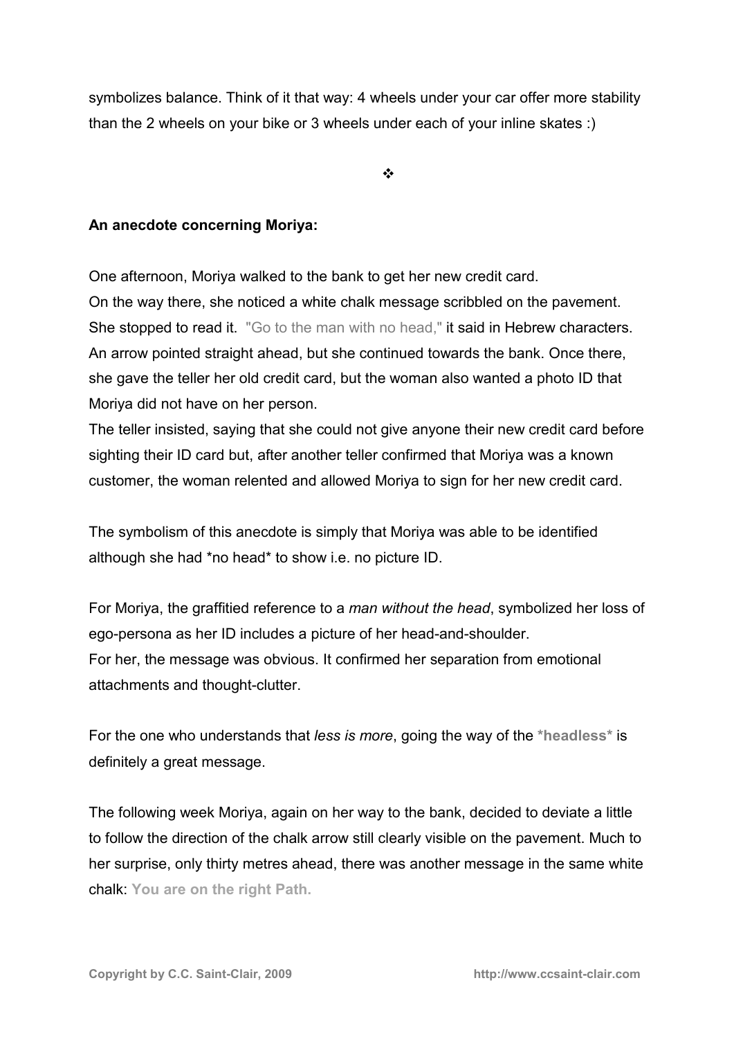symbolizes balance. Think of it that way: 4 wheels under your car offer more stability than the 2 wheels on your bike or 3 wheels under each of your inline skates :)

❖

**An anecdote concerning Moriya:**

One afternoon, Moriya walked to the bank to get her new credit card.
On the way there, she noticed a white chalk message scribbled on the pavement.
She stopped to read it. "Go to the man with no head," it said in Hebrew characters.
An arrow pointed straight ahead, but she continued towards the bank. Once there, she gave the teller her old credit card, but the woman also wanted a photo ID that Moriya did not have on her person.
The teller insisted, saying that she could not give anyone their new credit card before sighting their ID card but, after another teller confirmed that Moriya was a known customer, the woman relented and allowed Moriya to sign for her new credit card.

The symbolism of this anecdote is simply that Moriya was able to be identified although she had *no head* to show i.e. no picture ID.

For Moriya, the graffitied reference to a *man without the head*, symbolized her loss of ego-persona as her ID includes a picture of her head-and-shoulder.
For her, the message was obvious. It confirmed her separation from emotional attachments and thought-clutter.

For the one who understands that *less is more*, going the way of the **\*headless\*** is definitely a great message.

The following week Moriya, again on her way to the bank, decided to deviate a little to follow the direction of the chalk arrow still clearly visible on the pavement. Much to her surprise, only thirty metres ahead, there was another message in the same white chalk: **You are on the right Path.**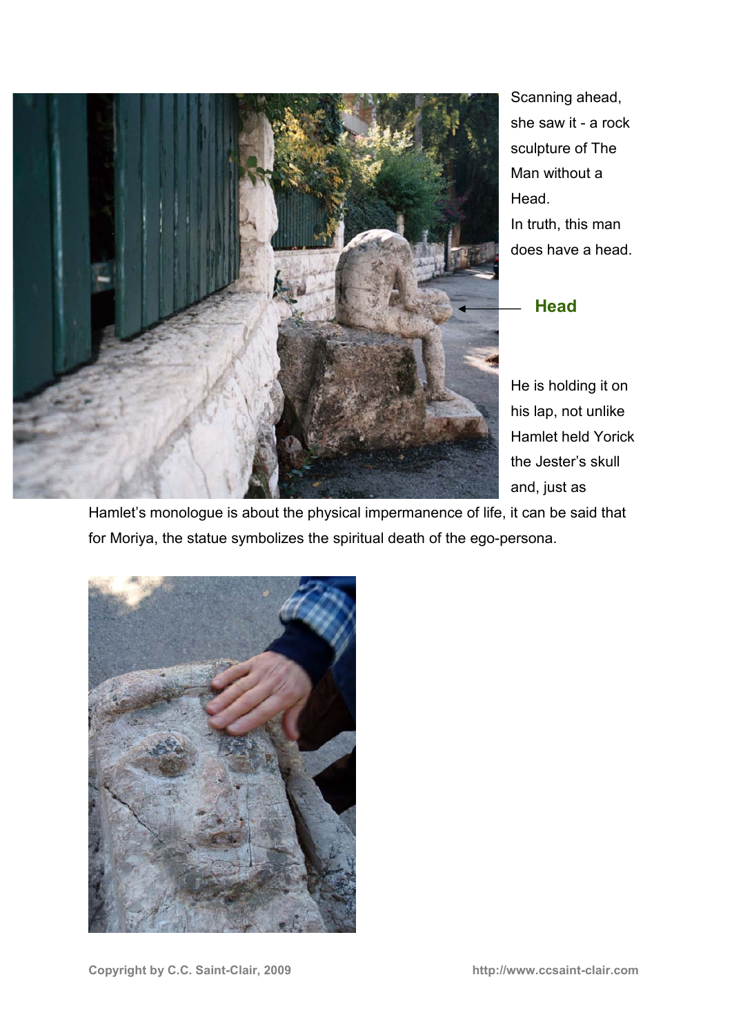Scanning ahead, she saw it - a rock sculpture of The Man without a Head.

In truth, this man does have a head.

**Head**

He is holding it on his lap, not unlike Hamlet held Yorick the Jester's skull and, just as Hamlet's monologue is about the physical impermanence of life, it can be said that for Moriya, the statue symbolizes the spiritual death of the ego-persona.

Copyright by C.C. Saint-Clair, 2009

http://www.ccsaint-clair.com